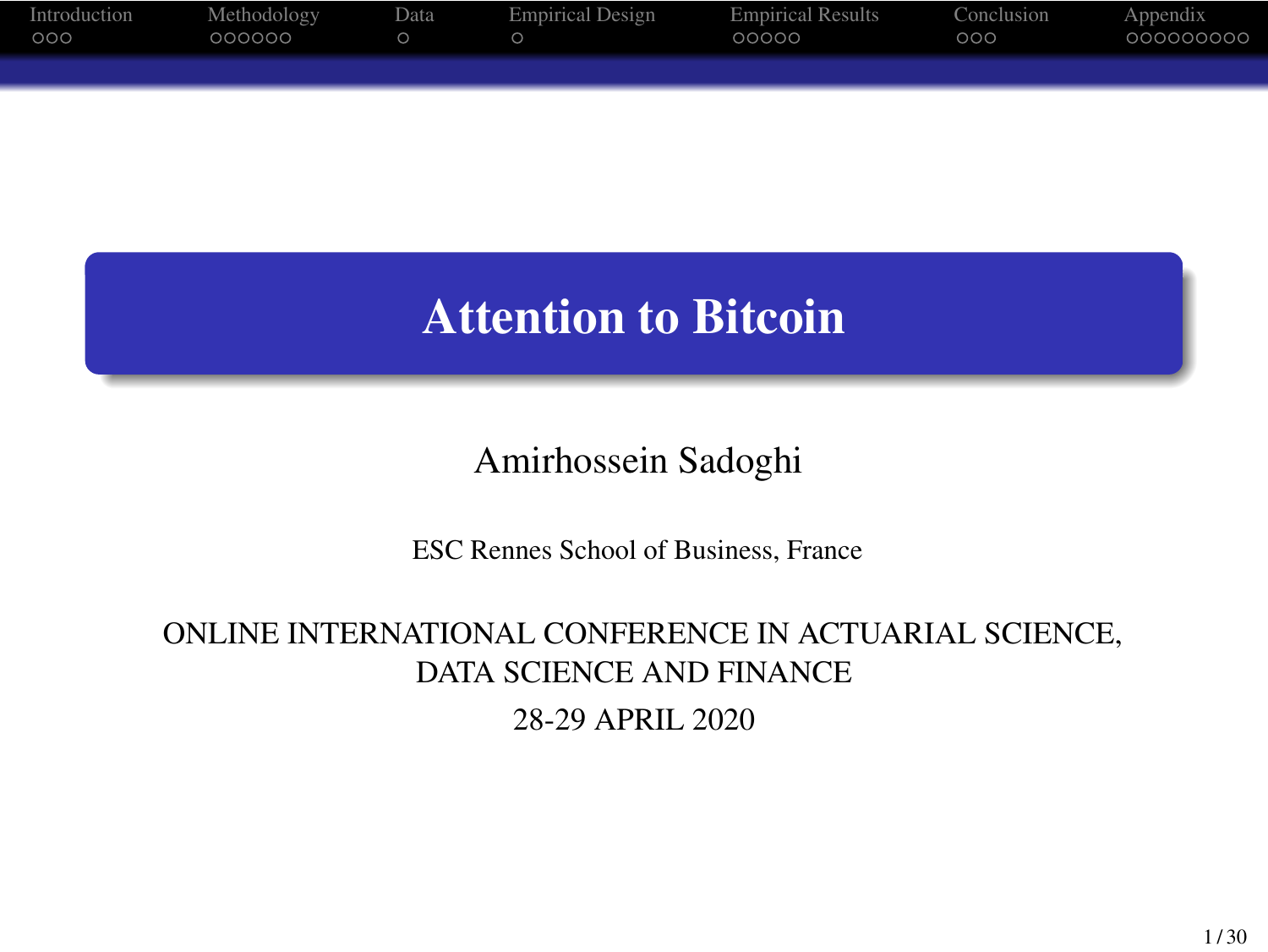# Attention to Bitcoin

Amirhossein Sadoghi

ESC Rennes School of Business, France

ONLINE INTERNATIONAL CONFERENCE IN ACTUARIAL SCIENCE, DATA SCIENCE AND FINANCE

28-29 APRIL 2020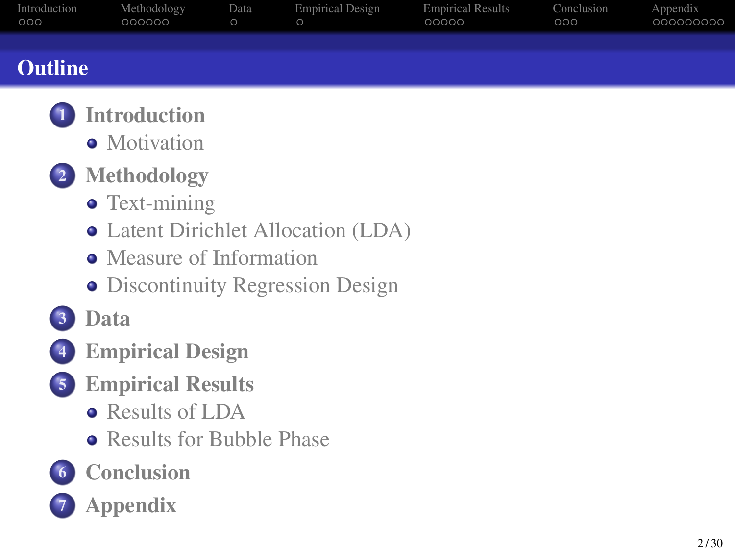# Outline

1. **Introduction**
   - Motivation
2. **Methodology**
   - Text-mining
   - Latent Dirichlet Allocation (LDA)
   - Measure of Information
   - Discontinuity Regression Design
3. **Data**
4. **Empirical Design**
5. **Empirical Results**
   - Results of LDA
   - Results for Bubble Phase
6. **Conclusion**
7. **Appendix**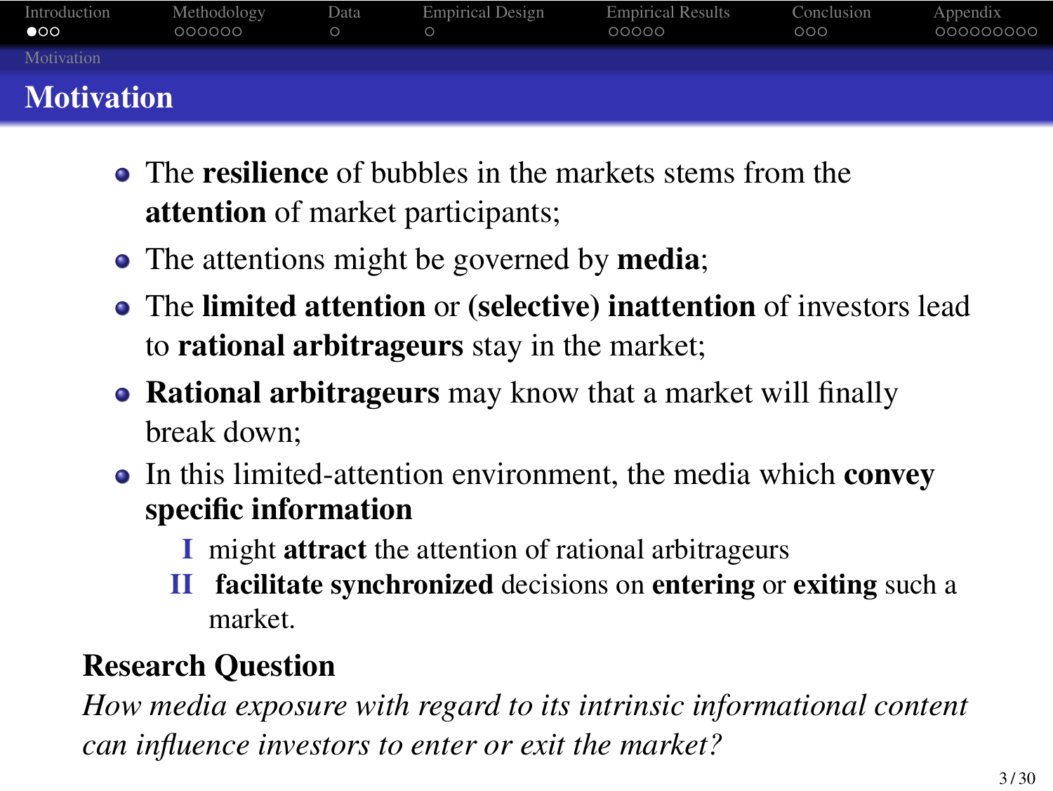# Motivation

- The **resilience** of bubbles in the markets stems from the **attention** of market participants;
- The attentions might be governed by **media**;
- The **limited attention** or **(selective) inattention** of investors lead to **rational arbitrageurs** stay in the market;
- **Rational arbitrageurs** may know that a market will finally break down;
- In this limited-attention environment, the media which **convey specific information**
  - I might **attract** the attention of rational arbitrageurs
  - II **facilitate synchronized** decisions on **entering** or **exiting** such a market.

**Research Question**

*How media exposure with regard to its intrinsic informational content can influence investors to enter or exit the market?*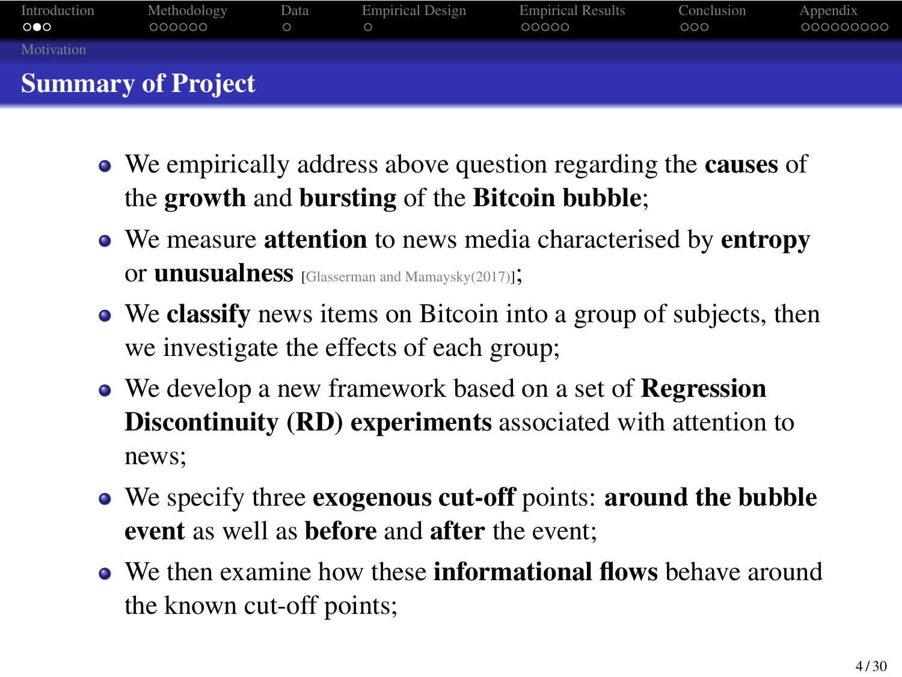## Summary of Project

- We empirically address above question regarding the **causes** of the **growth** and **bursting** of the **Bitcoin bubble**;
- We measure **attention** to news media characterised by **entropy** or **unusualness** [Glasserman and Mamaysky(2017)];
- We **classify** news items on Bitcoin into a group of subjects, then we investigate the effects of each group;
- We develop a new framework based on a set of **Regression Discontinuity (RD) experiments** associated with attention to news;
- We specify three **exogenous cut-off** points: **around the bubble event** as well as **before** and **after** the event;
- We then examine how these **informational flows** behave around the known cut-off points;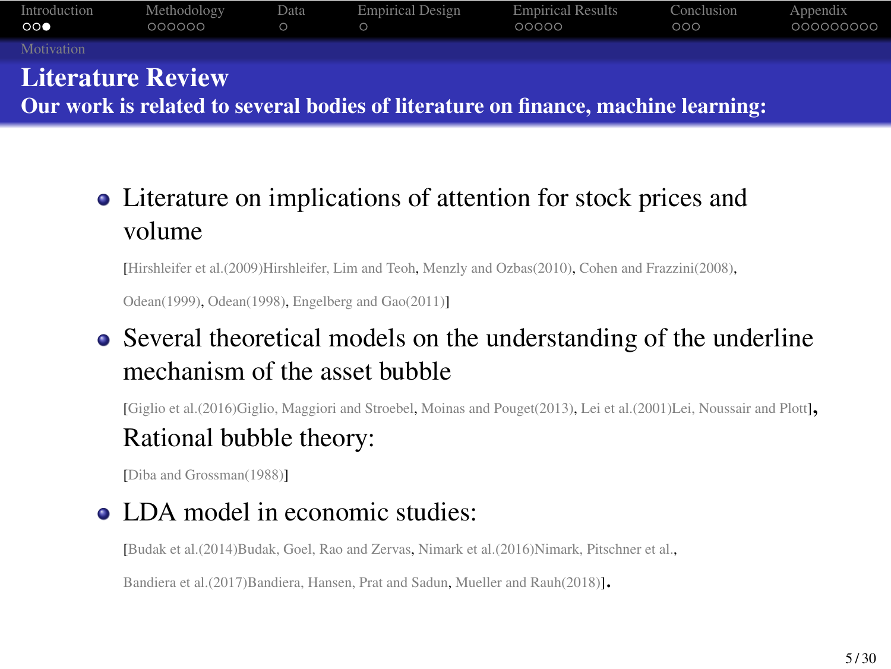## Literature Review

**Our work is related to several bodies of literature on finance, machine learning:**

- Literature on implications of attention for stock prices and volume

  [Hirshleifer et al.(2009)Hirshleifer, Lim and Teoh, Menzly and Ozbas(2010), Cohen and Frazzini(2008), Odean(1999), Odean(1998), Engelberg and Gao(2011)]

- Several theoretical models on the understanding of the underline mechanism of the asset bubble

  [Giglio et al.(2016)Giglio, Maggiori and Stroebel, Moinas and Pouget(2013), Lei et al.(2001)Lei, Noussair and Plott],

  Rational bubble theory:

  [Diba and Grossman(1988)]

- LDA model in economic studies:

  [Budak et al.(2014)Budak, Goel, Rao and Zervas, Nimark et al.(2016)Nimark, Pitschner et al., Bandiera et al.(2017)Bandiera, Hansen, Prat and Sadun, Mueller and Rauh(2018)].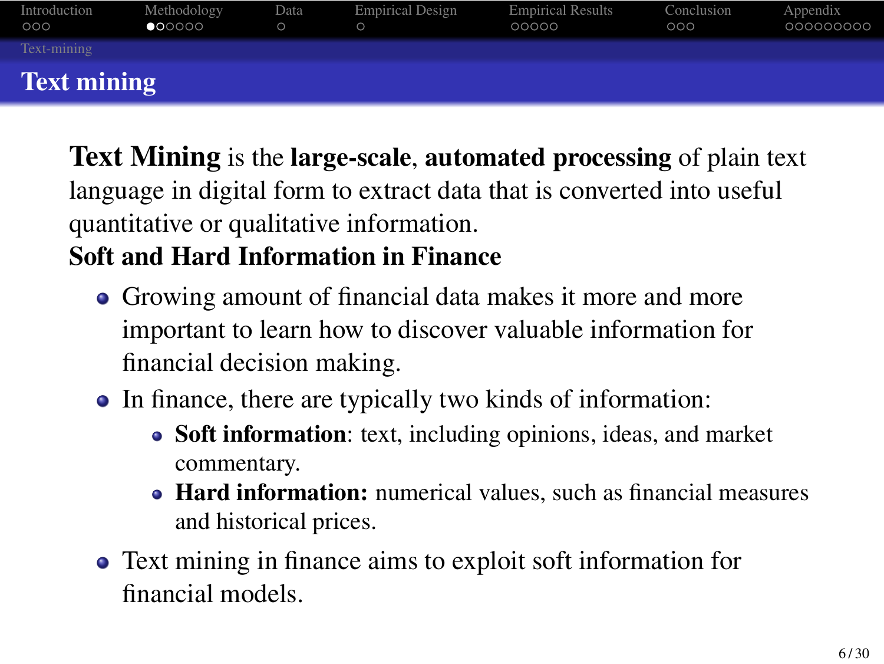# Text mining

**Text Mining** is the **large-scale**, **automated processing** of plain text language in digital form to extract data that is converted into useful quantitative or qualitative information.

**Soft and Hard Information in Finance**

- Growing amount of financial data makes it more and more important to learn how to discover valuable information for financial decision making.
- In finance, there are typically two kinds of information:
  - **Soft information**: text, including opinions, ideas, and market commentary.
  - **Hard information:** numerical values, such as financial measures and historical prices.
- Text mining in finance aims to exploit soft information for financial models.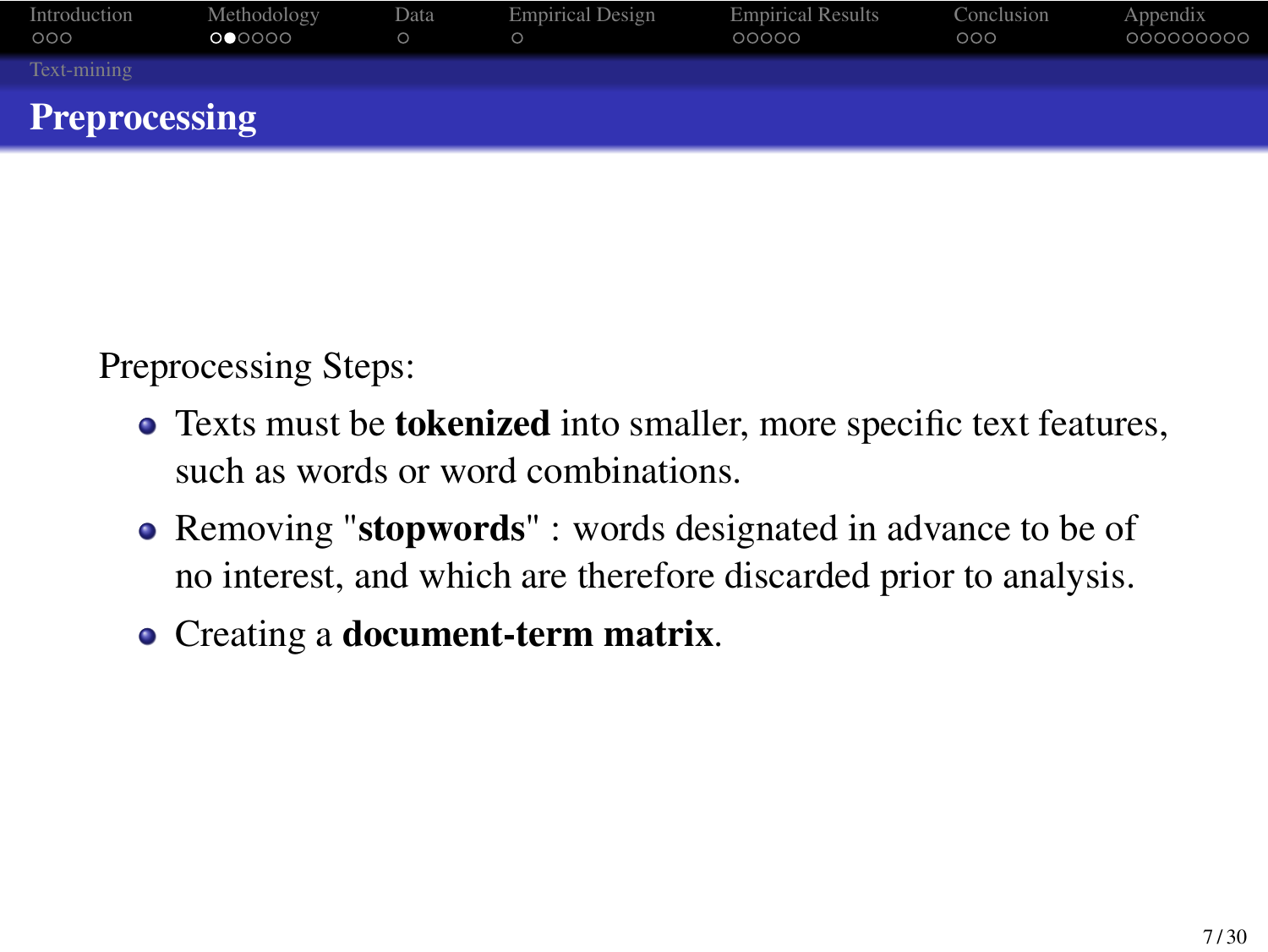## Preprocessing

Preprocessing Steps:

- Texts must be **tokenized** into smaller, more specific text features, such as words or word combinations.
- Removing "**stopwords**" : words designated in advance to be of no interest, and which are therefore discarded prior to analysis.
- Creating a **document-term matrix**.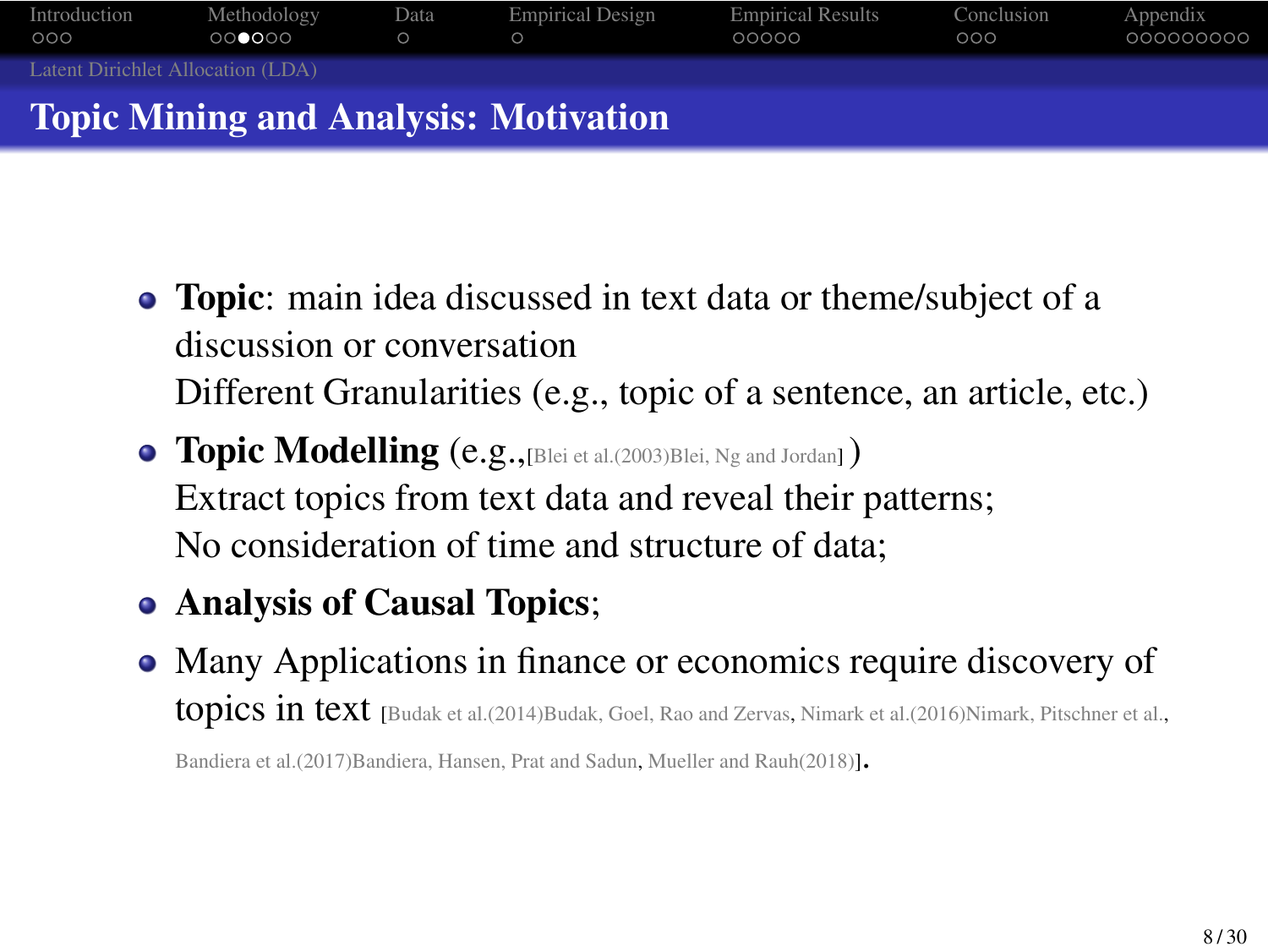## Topic Mining and Analysis: Motivation

- **Topic**: main idea discussed in text data or theme/subject of a discussion or conversation
  Different Granularities (e.g., topic of a sentence, an article, etc.)
- **Topic Modelling** (e.g.,[Blei et al.(2003)Blei, Ng and Jordan] )
  Extract topics from text data and reveal their patterns;
  No consideration of time and structure of data;
- **Analysis of Causal Topics**;
- Many Applications in finance or economics require discovery of topics in text [Budak et al.(2014)Budak, Goel, Rao and Zervas, Nimark et al.(2016)Nimark, Pitschner et al., Bandiera et al.(2017)Bandiera, Hansen, Prat and Sadun, Mueller and Rauh(2018)].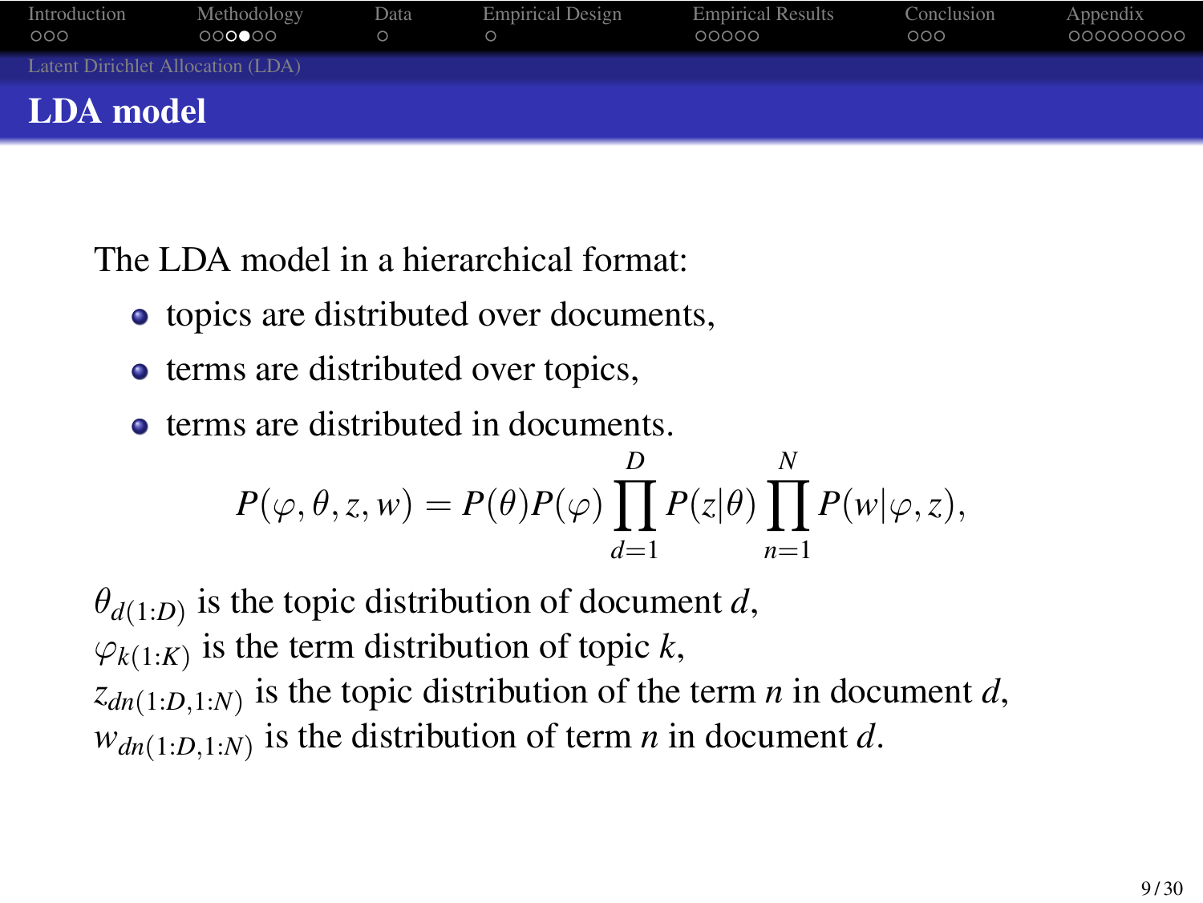## LDA model

The LDA model in a hierarchical format:

- topics are distributed over documents,
- terms are distributed over topics,
- terms are distributed in documents.

$$P(\varphi, \theta, z, w) = P(\theta)P(\varphi) \prod_{d=1}^{D} P(z|\theta) \prod_{n=1}^{N} P(w|\varphi, z),$$

$\theta_{d(1:D)}$ is the topic distribution of document $d$,
$\varphi_{k(1:K)}$ is the term distribution of topic $k$,
$z_{dn(1:D,1:N)}$ is the topic distribution of the term $n$ in document $d$,
$w_{dn(1:D,1:N)}$ is the distribution of term $n$ in document $d$.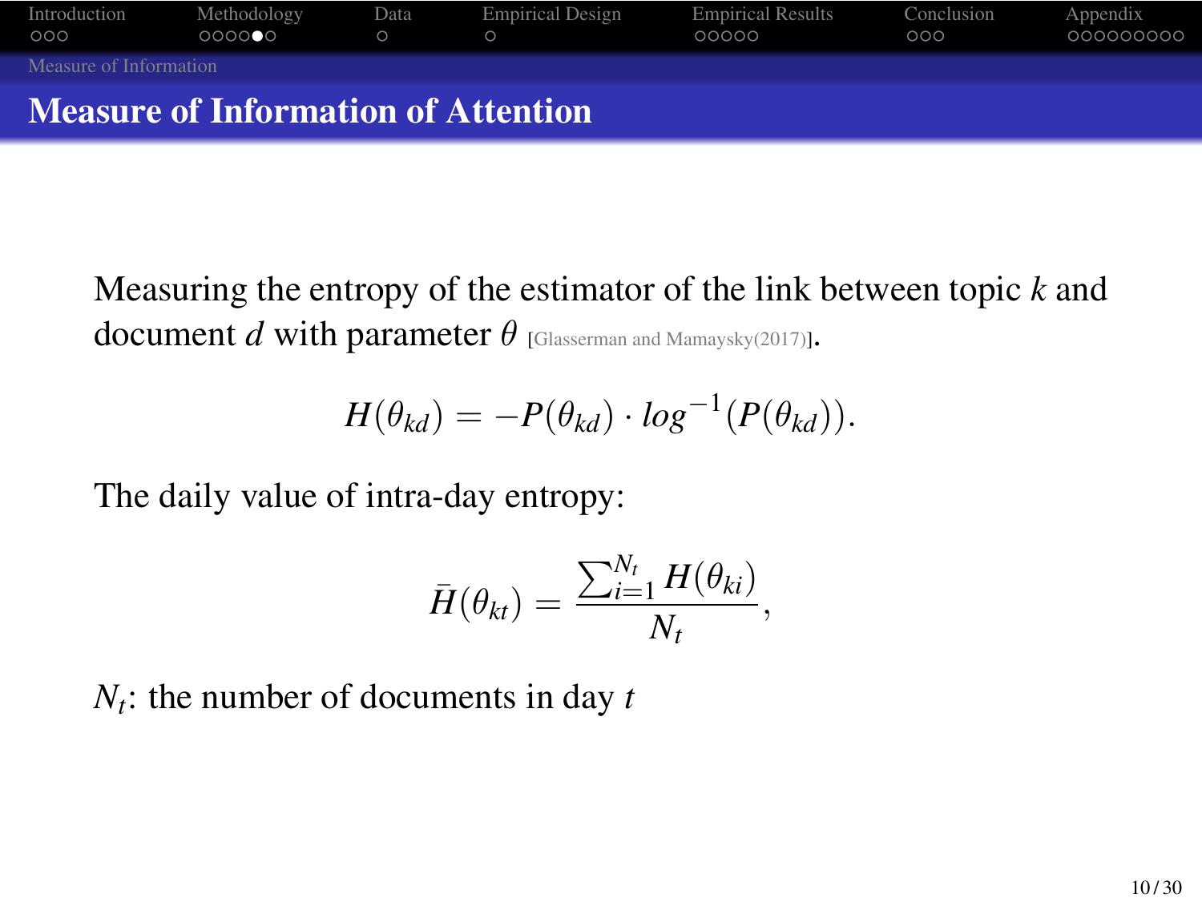## Measure of Information of Attention

Measuring the entropy of the estimator of the link between topic $k$ and document $d$ with parameter $\theta$ [Glasserman and Mamaysky(2017)].

$$H(\theta_{kd}) = -P(\theta_{kd}) \cdot log^{-1}(P(\theta_{kd})).$$

The daily value of intra-day entropy:

$$\bar{H}(\theta_{kt}) = \frac{\sum_{i=1}^{N_t} H(\theta_{ki})}{N_t},$$

$N_t$: the number of documents in day $t$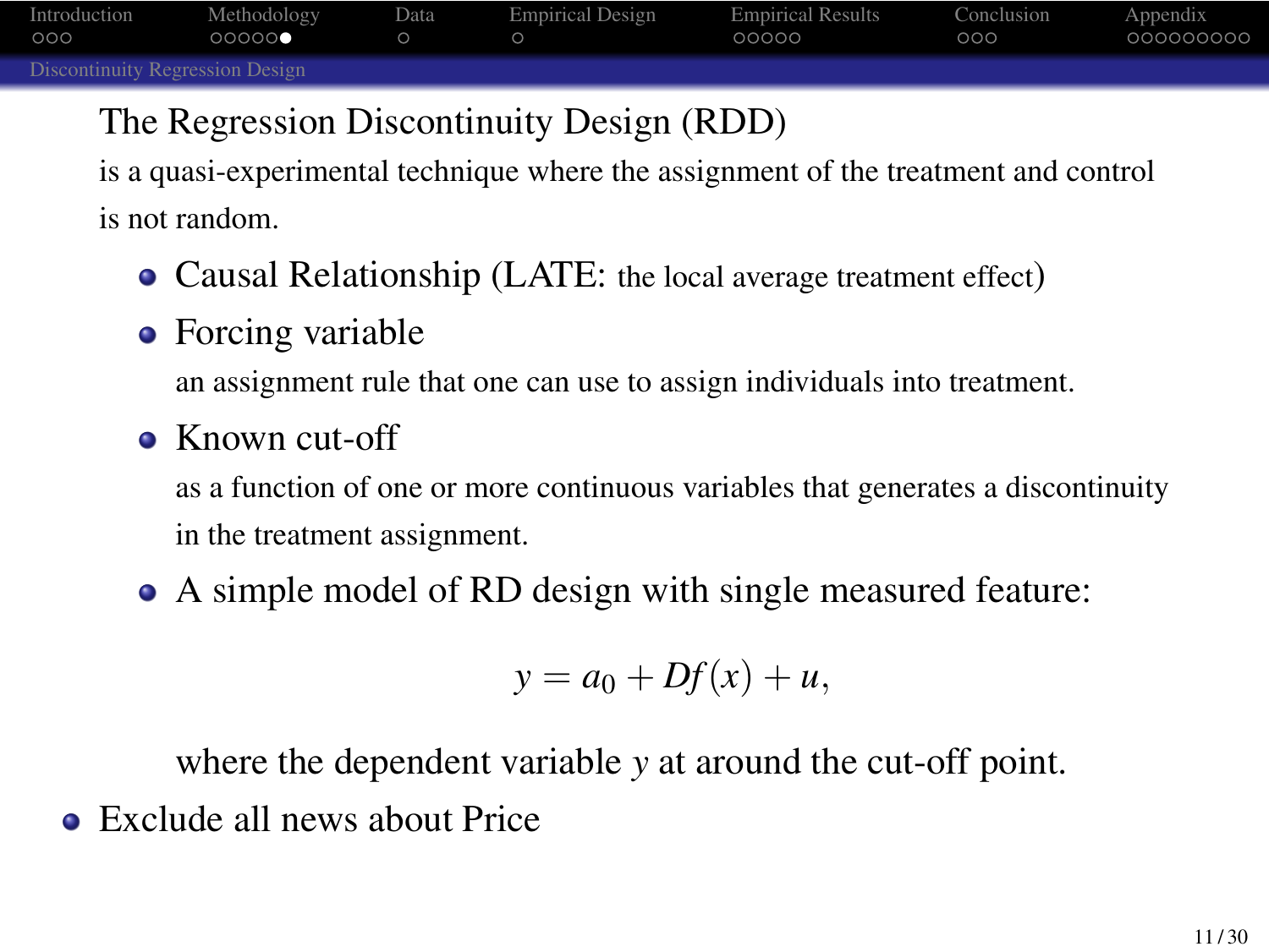## The Regression Discontinuity Design (RDD)

is a quasi-experimental technique where the assignment of the treatment and control is not random.

- Causal Relationship (LATE: the local average treatment effect)
- Forcing variable

  an assignment rule that one can use to assign individuals into treatment.
- Known cut-off

  as a function of one or more continuous variables that generates a discontinuity in the treatment assignment.
- A simple model of RD design with single measured feature:

$$y = a_0 + Df(x) + u,$$

  where the dependent variable $y$ at around the cut-off point.

- Exclude all news about Price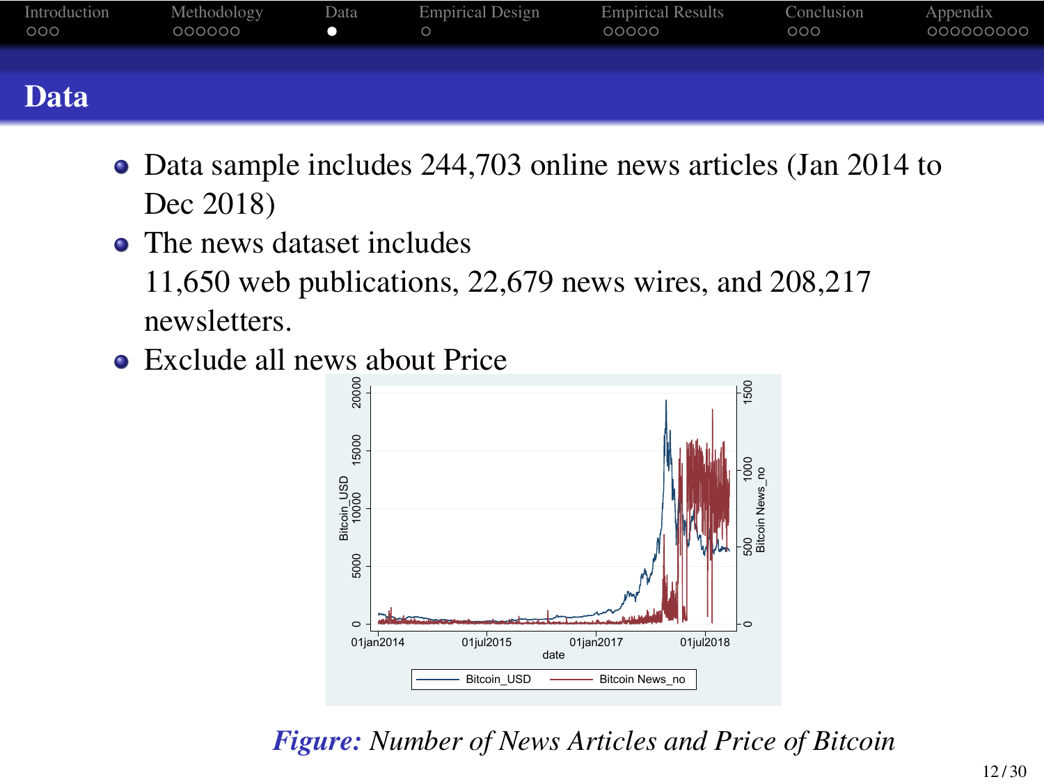# Data

- Data sample includes 244,703 online news articles (Jan 2014 to Dec 2018)
- The news dataset includes 11,650 web publications, 22,679 news wires, and 208,217 newsletters.
- Exclude all news about Price

***Figure:*** *Number of News Articles and Price of Bitcoin*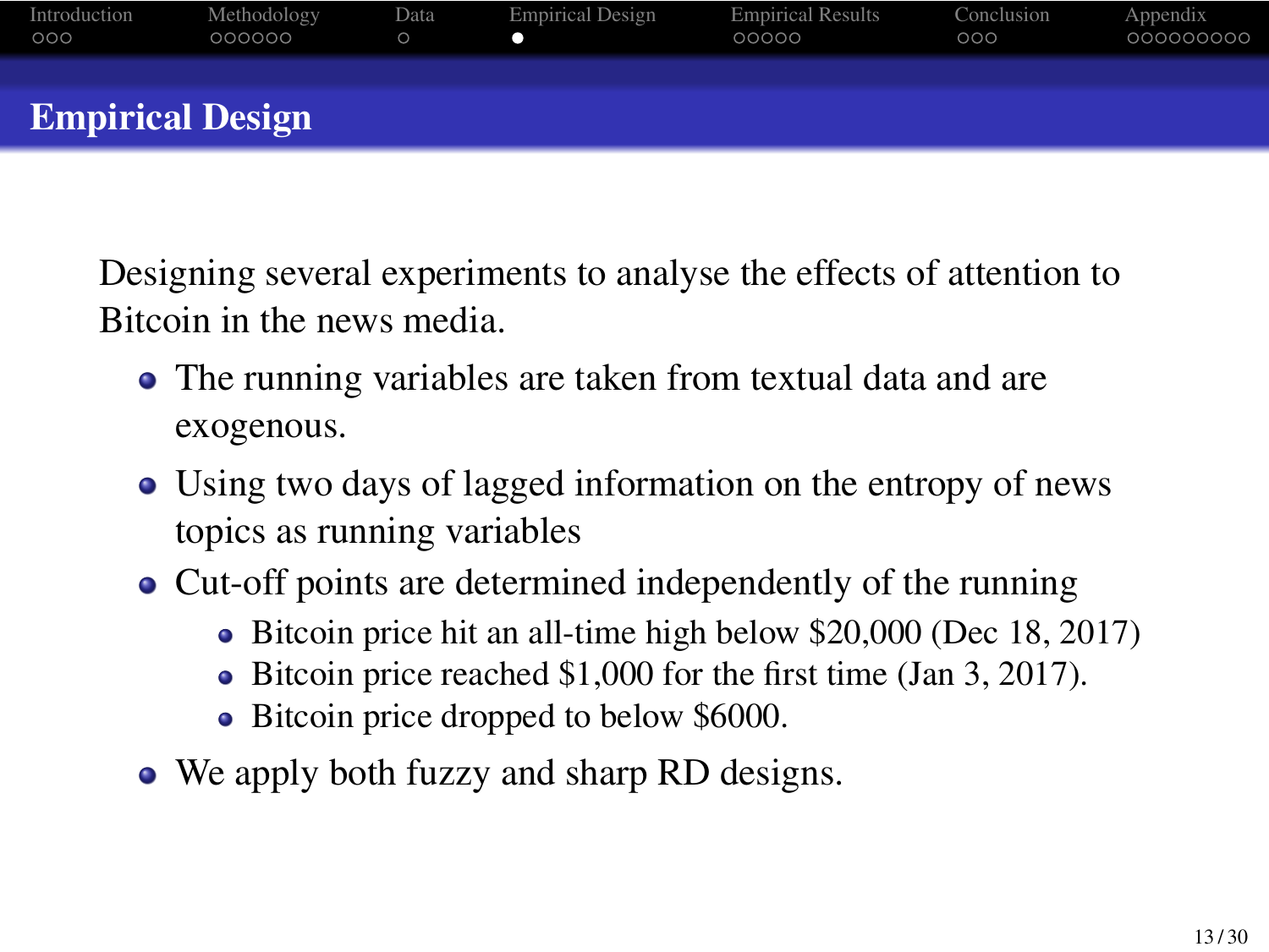# Empirical Design

Designing several experiments to analyse the effects of attention to Bitcoin in the news media.

- The running variables are taken from textual data and are exogenous.
- Using two days of lagged information on the entropy of news topics as running variables
- Cut-off points are determined independently of the running
  - Bitcoin price hit an all-time high below $20,000 (Dec 18, 2017)
  - Bitcoin price reached $1,000 for the first time (Jan 3, 2017).
  - Bitcoin price dropped to below $6000.
- We apply both fuzzy and sharp RD designs.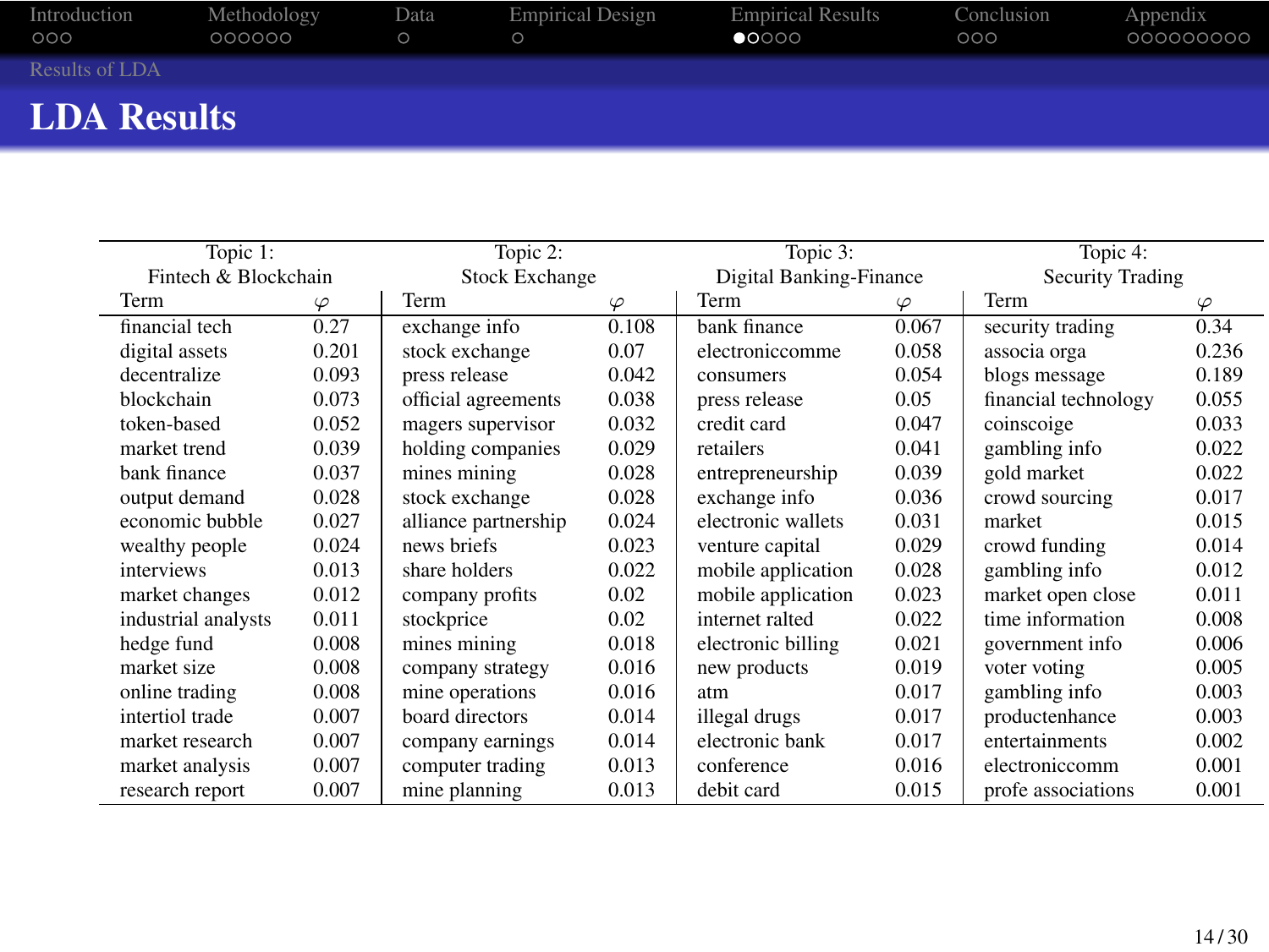## LDA Results

| Topic 1: Fintech & Blockchain | | Topic 2: Stock Exchange | | Topic 3: Digital Banking-Finance | | Topic 4: Security Trading | |
|---|---|---|---|---|---|---|---|
| Term | $\varphi$ | Term | $\varphi$ | Term | $\varphi$ | Term | $\varphi$ |
| financial tech | 0.27 | exchange info | 0.108 | bank finance | 0.067 | security trading | 0.34 |
| digital assets | 0.201 | stock exchange | 0.07 | electroniccomme | 0.058 | associa orga | 0.236 |
| decentralize | 0.093 | press release | 0.042 | consumers | 0.054 | blogs message | 0.189 |
| blockchain | 0.073 | official agreements | 0.038 | press release | 0.05 | financial technology | 0.055 |
| token-based | 0.052 | magers supervisor | 0.032 | credit card | 0.047 | coinscoige | 0.033 |
| market trend | 0.039 | holding companies | 0.029 | retailers | 0.041 | gambling info | 0.022 |
| bank finance | 0.037 | mines mining | 0.028 | entrepreneurship | 0.039 | gold market | 0.022 |
| output demand | 0.028 | stock exchange | 0.028 | exchange info | 0.036 | crowd sourcing | 0.017 |
| economic bubble | 0.027 | alliance partnership | 0.024 | electronic wallets | 0.031 | market | 0.015 |
| wealthy people | 0.024 | news briefs | 0.023 | venture capital | 0.029 | crowd funding | 0.014 |
| interviews | 0.013 | share holders | 0.022 | mobile application | 0.028 | gambling info | 0.012 |
| market changes | 0.012 | company profits | 0.02 | mobile application | 0.023 | market open close | 0.011 |
| industrial analysts | 0.011 | stockprice | 0.02 | internet ralted | 0.022 | time information | 0.008 |
| hedge fund | 0.008 | mines mining | 0.018 | electronic billing | 0.021 | government info | 0.006 |
| market size | 0.008 | company strategy | 0.016 | new products | 0.019 | voter voting | 0.005 |
| online trading | 0.008 | mine operations | 0.016 | atm | 0.017 | gambling info | 0.003 |
| intertiol trade | 0.007 | board directors | 0.014 | illegal drugs | 0.017 | productenhance | 0.003 |
| market research | 0.007 | company earnings | 0.014 | electronic bank | 0.017 | entertainments | 0.002 |
| market analysis | 0.007 | computer trading | 0.013 | conference | 0.016 | electroniccomm | 0.001 |
| research report | 0.007 | mine planning | 0.013 | debit card | 0.015 | profe associations | 0.001 |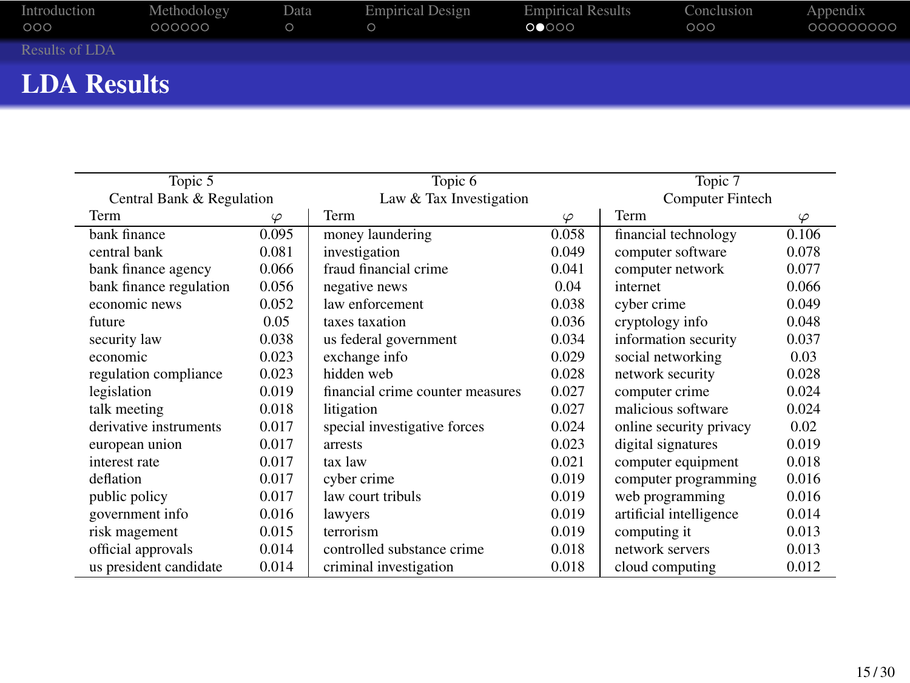## LDA Results

| Topic 5<br>Central Bank & Regulation | | Topic 6<br>Law & Tax Investigation | | Topic 7<br>Computer Fintech | |
|---|---|---|---|---|---|
| Term | $\varphi$ | Term | $\varphi$ | Term | $\varphi$ |
| bank finance | 0.095 | money laundering | 0.058 | financial technology | 0.106 |
| central bank | 0.081 | investigation | 0.049 | computer software | 0.078 |
| bank finance agency | 0.066 | fraud financial crime | 0.041 | computer network | 0.077 |
| bank finance regulation | 0.056 | negative news | 0.04 | internet | 0.066 |
| economic news | 0.052 | law enforcement | 0.038 | cyber crime | 0.049 |
| future | 0.05 | taxes taxation | 0.036 | cryptology info | 0.048 |
| security law | 0.038 | us federal government | 0.034 | information security | 0.037 |
| economic | 0.023 | exchange info | 0.029 | social networking | 0.03 |
| regulation compliance | 0.023 | hidden web | 0.028 | network security | 0.028 |
| legislation | 0.019 | financial crime counter measures | 0.027 | computer crime | 0.024 |
| talk meeting | 0.018 | litigation | 0.027 | malicious software | 0.024 |
| derivative instruments | 0.017 | special investigative forces | 0.024 | online security privacy | 0.02 |
| european union | 0.017 | arrests | 0.023 | digital signatures | 0.019 |
| interest rate | 0.017 | tax law | 0.021 | computer equipment | 0.018 |
| deflation | 0.017 | cyber crime | 0.019 | computer programming | 0.016 |
| public policy | 0.017 | law court tribuls | 0.019 | web programming | 0.016 |
| government info | 0.016 | lawyers | 0.019 | artificial intelligence | 0.014 |
| risk magement | 0.015 | terrorism | 0.019 | computing it | 0.013 |
| official approvals | 0.014 | controlled substance crime | 0.018 | network servers | 0.013 |
| us president candidate | 0.014 | criminal investigation | 0.018 | cloud computing | 0.012 |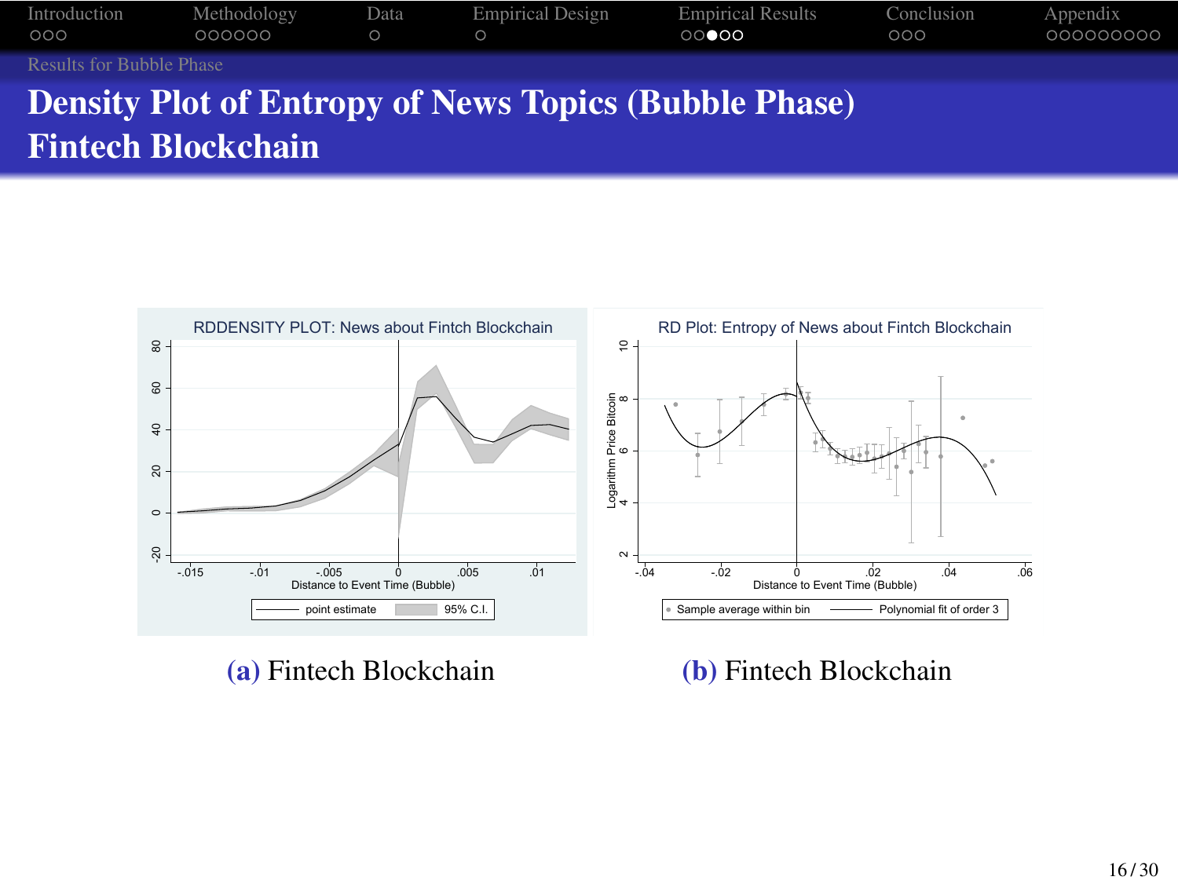# Density Plot of Entropy of News Topics (Bubble Phase) Fintech Blockchain

(a) Fintech Blockchain

(b) Fintech Blockchain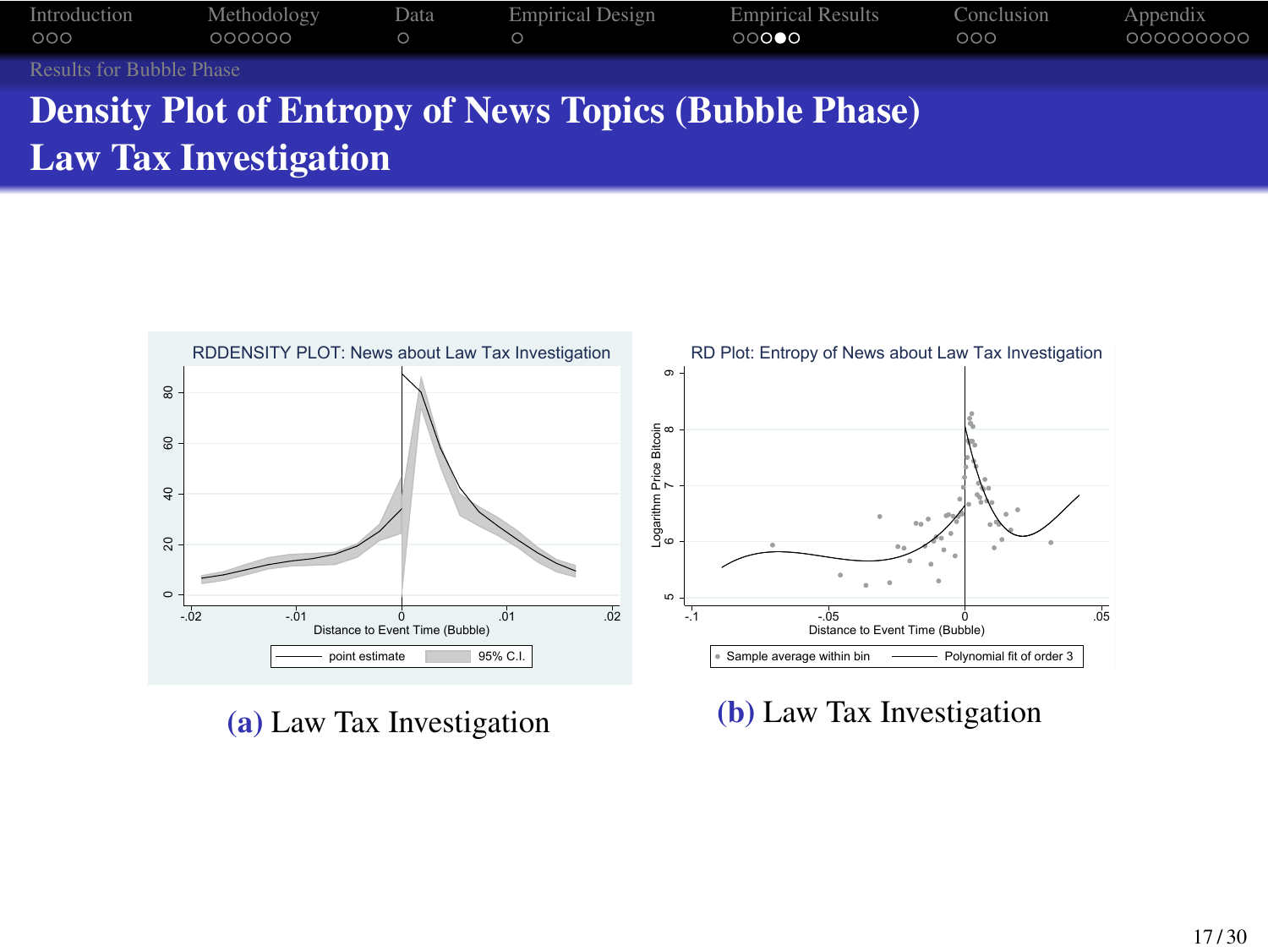## Density Plot of Entropy of News Topics (Bubble Phase) Law Tax Investigation

(a) Law Tax Investigation

(b) Law Tax Investigation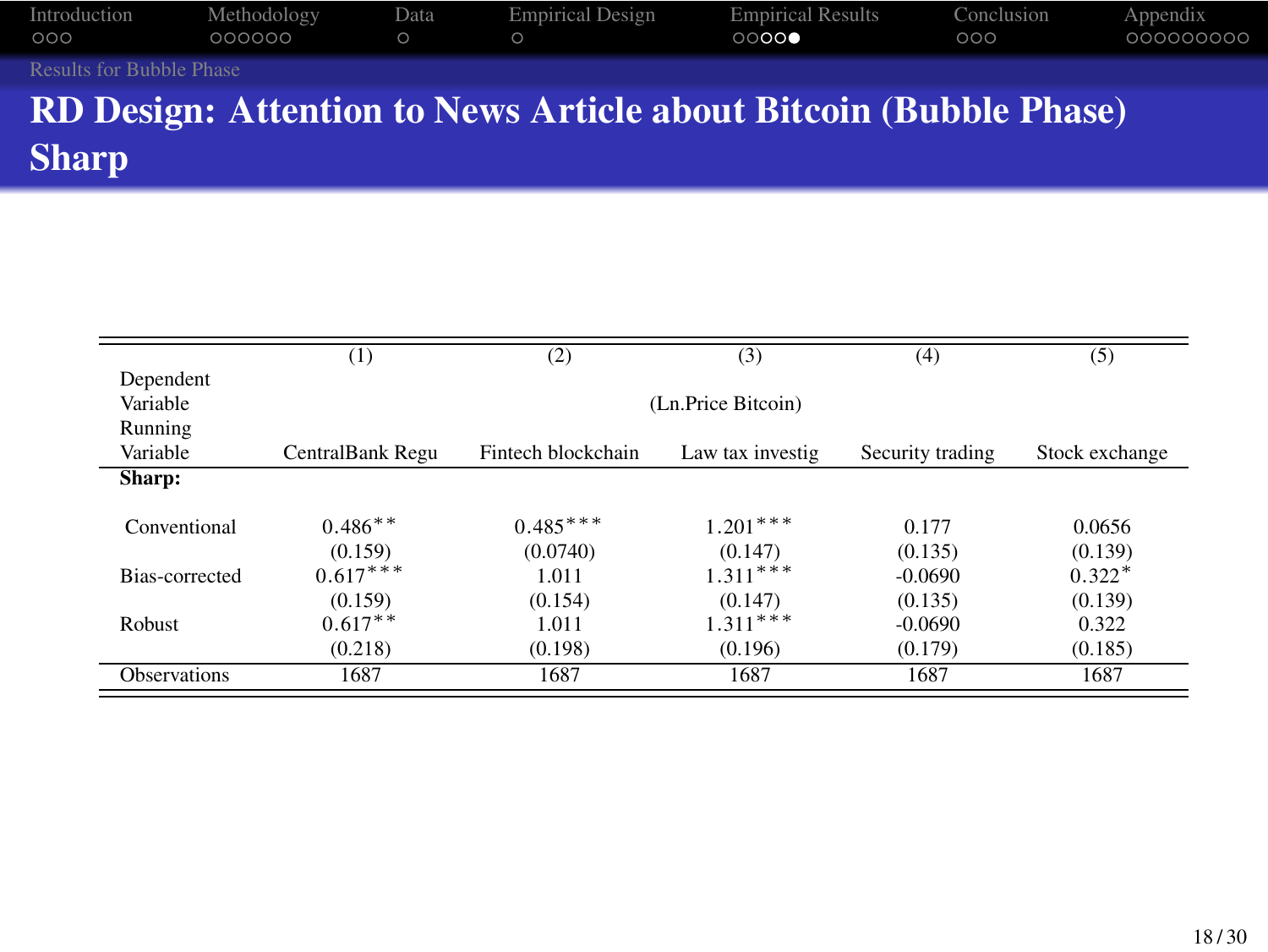# RD Design: Attention to News Article about Bitcoin (Bubble Phase) Sharp

| | (1) | (2) | (3) | (4) | (5) |
|---|---|---|---|---|---|
| Dependent Variable | | | (Ln.Price Bitcoin) | | |
| Running Variable | CentralBank Regu | Fintech blockchain | Law tax investig | Security trading | Stock exchange |
| **Sharp:** | | | | | |
| Conventional | 0.486** | 0.485*** | 1.201*** | 0.177 | 0.0656 |
| | (0.159) | (0.0740) | (0.147) | (0.135) | (0.139) |
| Bias-corrected | 0.617*** | 1.011 | 1.311*** | -0.0690 | 0.322* |
| | (0.159) | (0.154) | (0.147) | (0.135) | (0.139) |
| Robust | 0.617** | 1.011 | 1.311*** | -0.0690 | 0.322 |
| | (0.218) | (0.198) | (0.196) | (0.179) | (0.185) |
| Observations | 1687 | 1687 | 1687 | 1687 | 1687 |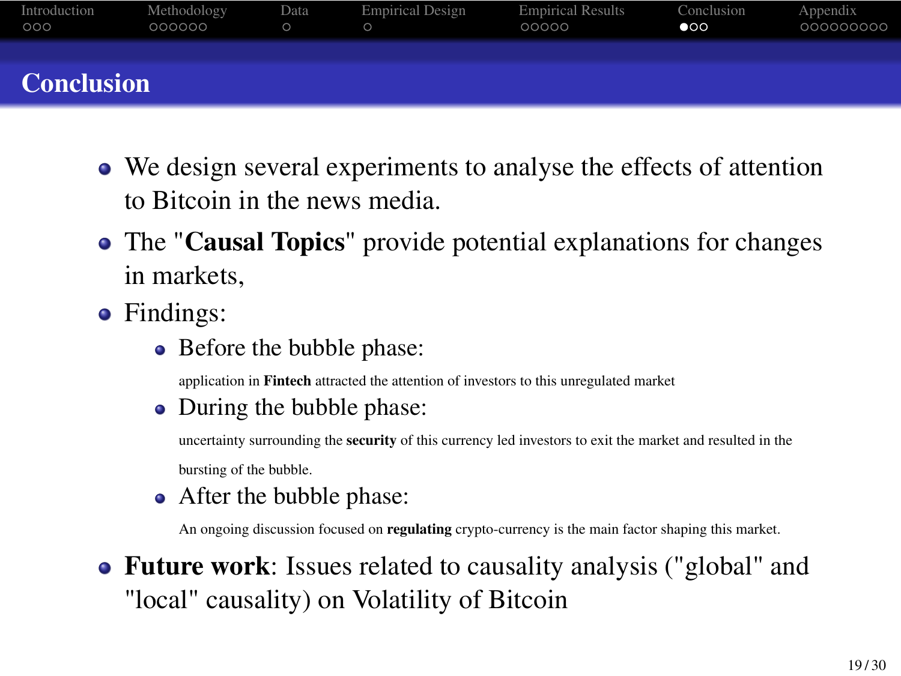# Conclusion

- We design several experiments to analyse the effects of attention to Bitcoin in the news media.
- The "**Causal Topics**" provide potential explanations for changes in markets,
- Findings:
  - Before the bubble phase:

    application in **Fintech** attracted the attention of investors to this unregulated market
  - During the bubble phase:

    uncertainty surrounding the **security** of this currency led investors to exit the market and resulted in the bursting of the bubble.
  - After the bubble phase:

    An ongoing discussion focused on **regulating** crypto-currency is the main factor shaping this market.
- **Future work**: Issues related to causality analysis ("global" and "local" causality) on Volatility of Bitcoin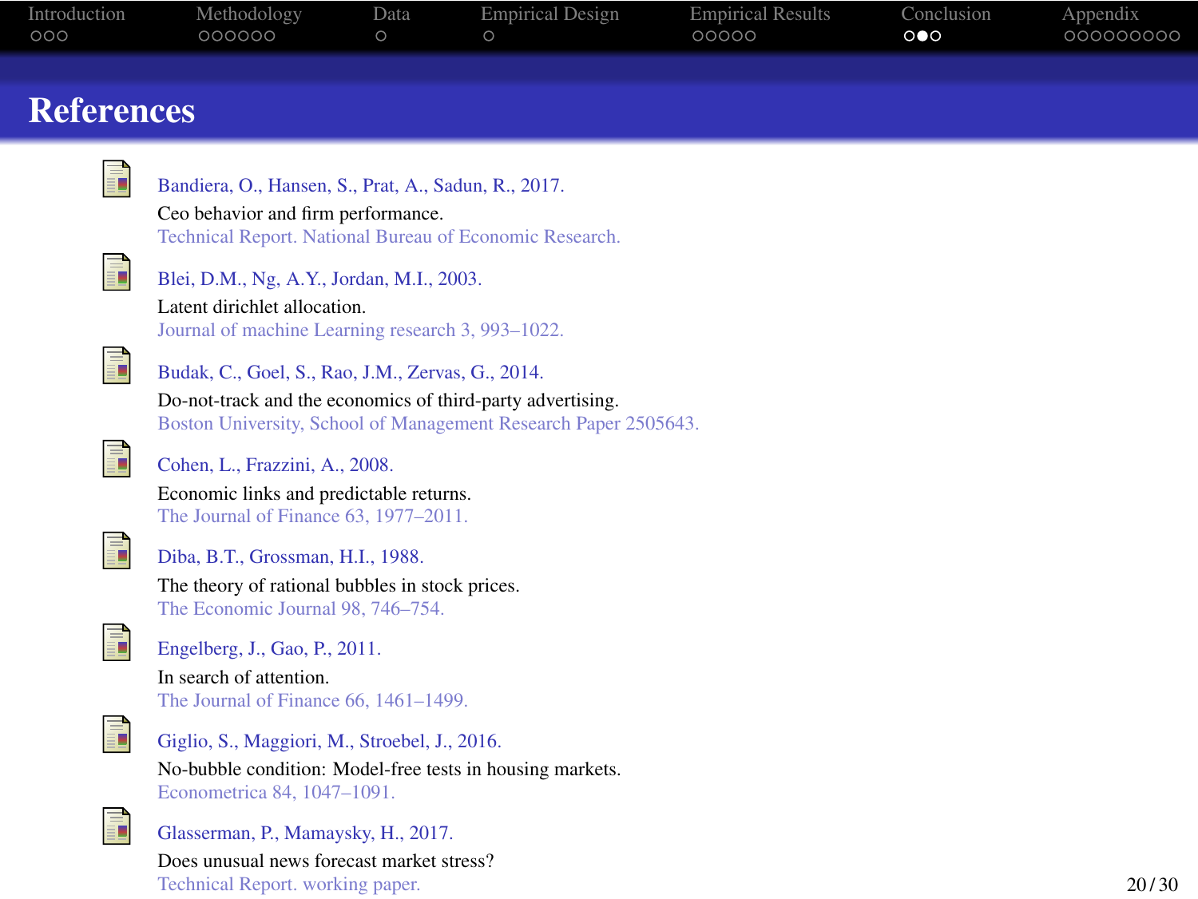# References

- Bandiera, O., Hansen, S., Prat, A., Sadun, R., 2017.
  Ceo behavior and firm performance.
  Technical Report. National Bureau of Economic Research.

- Blei, D.M., Ng, A.Y., Jordan, M.I., 2003.
  Latent dirichlet allocation.
  Journal of machine Learning research 3, 993–1022.

- Budak, C., Goel, S., Rao, J.M., Zervas, G., 2014.
  Do-not-track and the economics of third-party advertising.
  Boston University, School of Management Research Paper 2505643.

- Cohen, L., Frazzini, A., 2008.
  Economic links and predictable returns.
  The Journal of Finance 63, 1977–2011.

- Diba, B.T., Grossman, H.I., 1988.
  The theory of rational bubbles in stock prices.
  The Economic Journal 98, 746–754.

- Engelberg, J., Gao, P., 2011.
  In search of attention.
  The Journal of Finance 66, 1461–1499.

- Giglio, S., Maggiori, M., Stroebel, J., 2016.
  No-bubble condition: Model-free tests in housing markets.
  Econometrica 84, 1047–1091.

- Glasserman, P., Mamaysky, H., 2017.
  Does unusual news forecast market stress?
  Technical Report. working paper.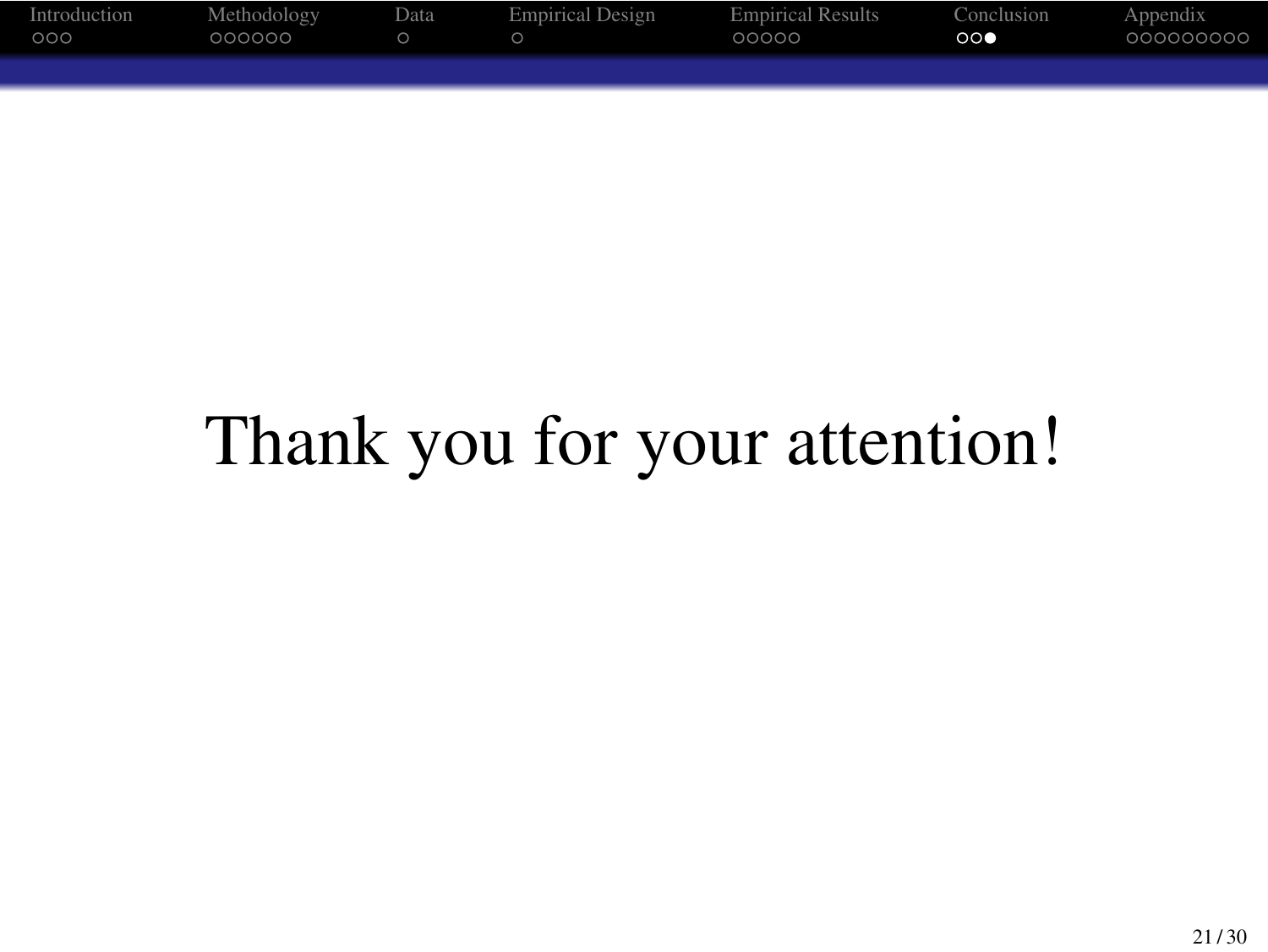Thank you for your attention!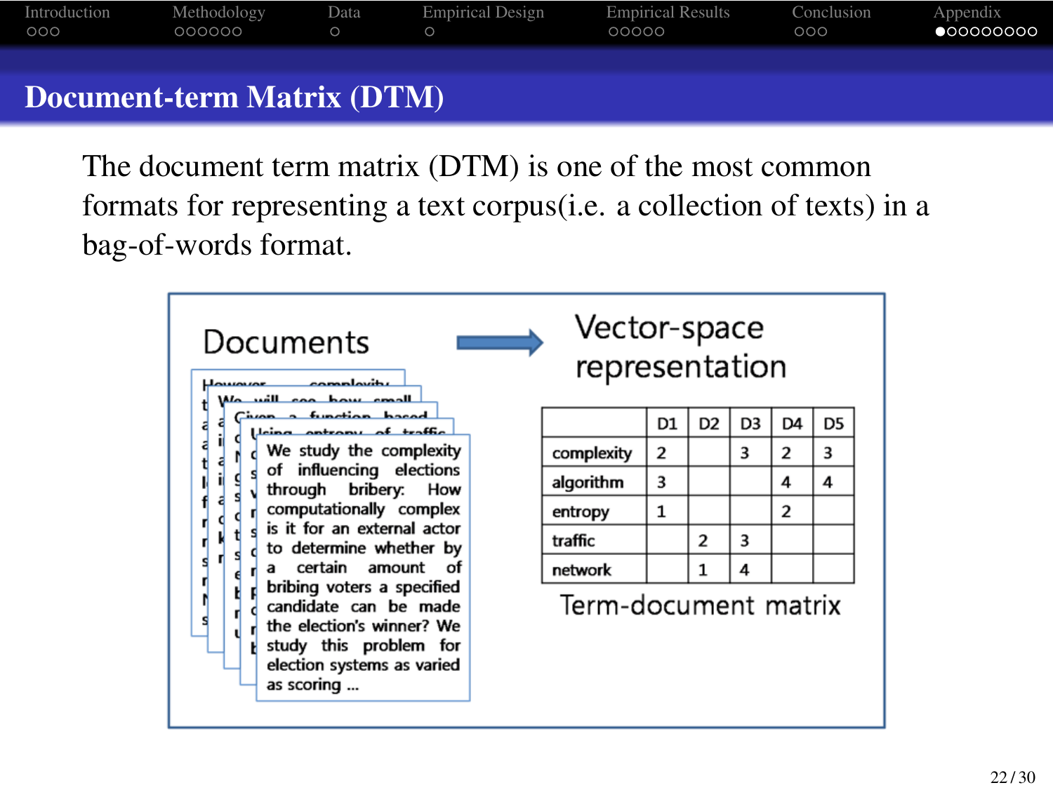# Document-term Matrix (DTM)

The document term matrix (DTM) is one of the most common formats for representing a text corpus(i.e. a collection of texts) in a bag-of-words format.

**Documents** → **Vector-space representation**

We study the complexity of influencing elections through bribery: How computationally complex is it for an external actor to determine whether by a certain amount of bribing voters a specified candidate can be made the election's winner? We study this problem for election systems as varied as scoring ...

| | D1 | D2 | D3 | D4 | D5 |
|---|---|---|---|---|---|
| complexity | 2 | | 3 | 2 | 3 |
| algorithm | 3 | | | 4 | 4 |
| entropy | 1 | | | 2 | |
| traffic | | 2 | 3 | | |
| network | | 1 | 4 | | |

Term-document matrix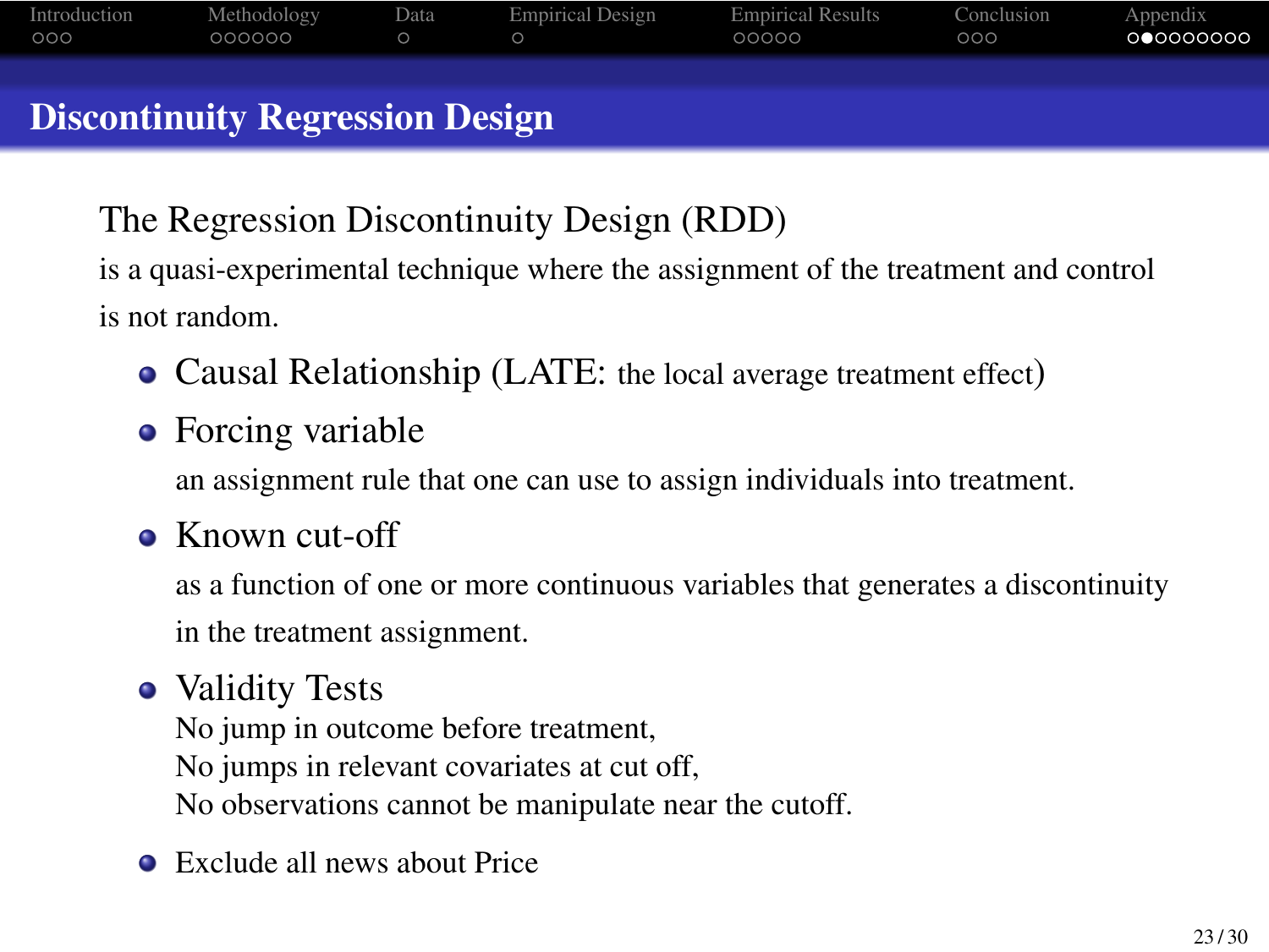## Discontinuity Regression Design

The Regression Discontinuity Design (RDD)

is a quasi-experimental technique where the assignment of the treatment and control is not random.

- Causal Relationship (LATE: the local average treatment effect)
- Forcing variable

  an assignment rule that one can use to assign individuals into treatment.
- Known cut-off

  as a function of one or more continuous variables that generates a discontinuity in the treatment assignment.
- Validity Tests

  No jump in outcome before treatment,
  No jumps in relevant covariates at cut off,
  No observations cannot be manipulate near the cutoff.
- Exclude all news about Price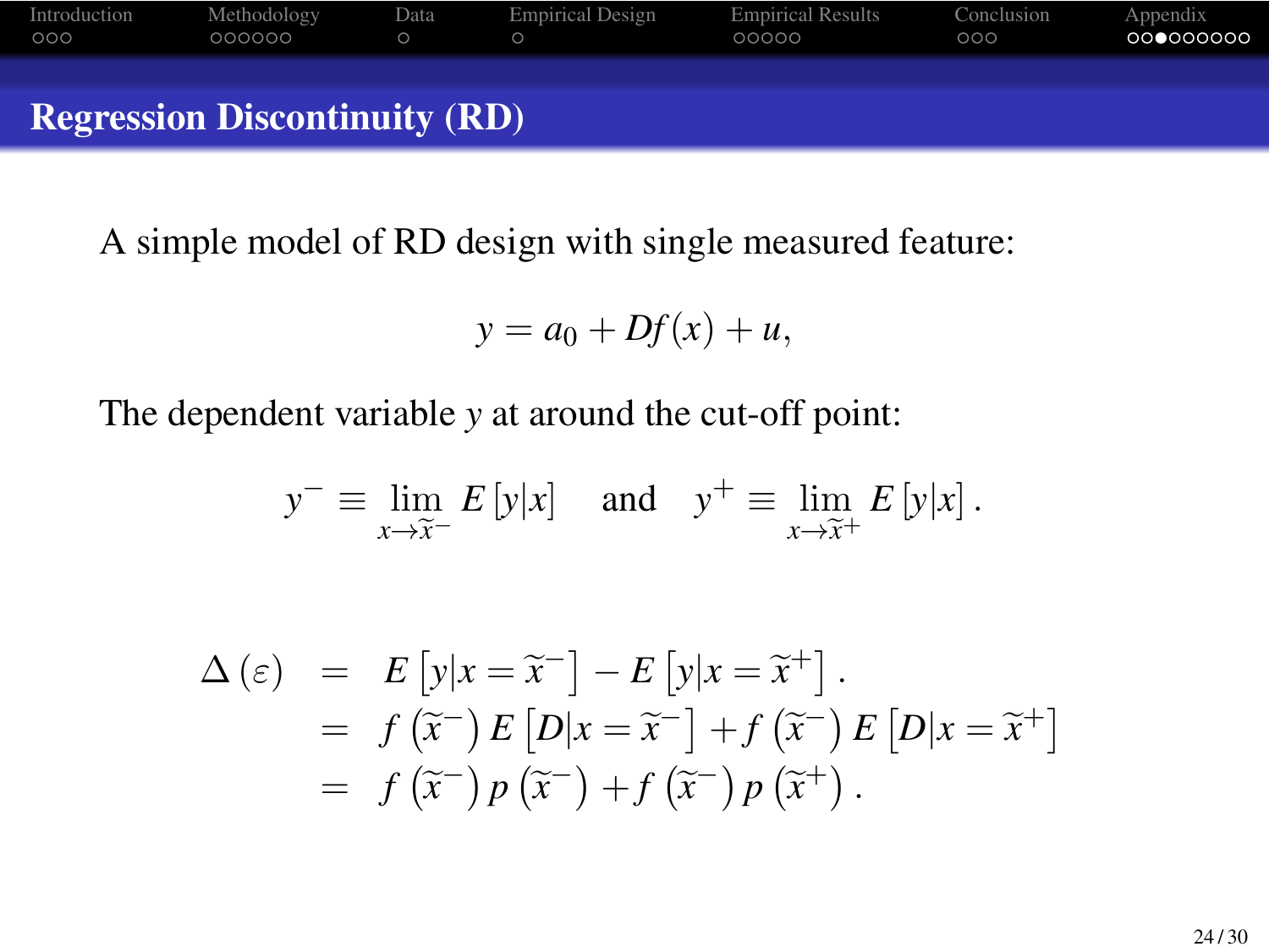## Regression Discontinuity (RD)

A simple model of RD design with single measured feature:

$$y = a_0 + Df(x) + u,$$

The dependent variable $y$ at around the cut-off point:

$$y^- \equiv \lim_{x \to \widetilde{x}^-} E\left[y|x\right] \quad \text{and} \quad y^+ \equiv \lim_{x \to \widetilde{x}^+} E\left[y|x\right].$$

$$\begin{aligned}
\Delta\left(\varepsilon\right) &= E\left[y|x = \widetilde{x}^-\right] - E\left[y|x = \widetilde{x}^+\right]. \\
&= f\left(\widetilde{x}^-\right) E\left[D|x = \widetilde{x}^-\right] + f\left(\widetilde{x}^-\right) E\left[D|x = \widetilde{x}^+\right] \\
&= f\left(\widetilde{x}^-\right) p\left(\widetilde{x}^-\right) + f\left(\widetilde{x}^-\right) p\left(\widetilde{x}^+\right).
\end{aligned}$$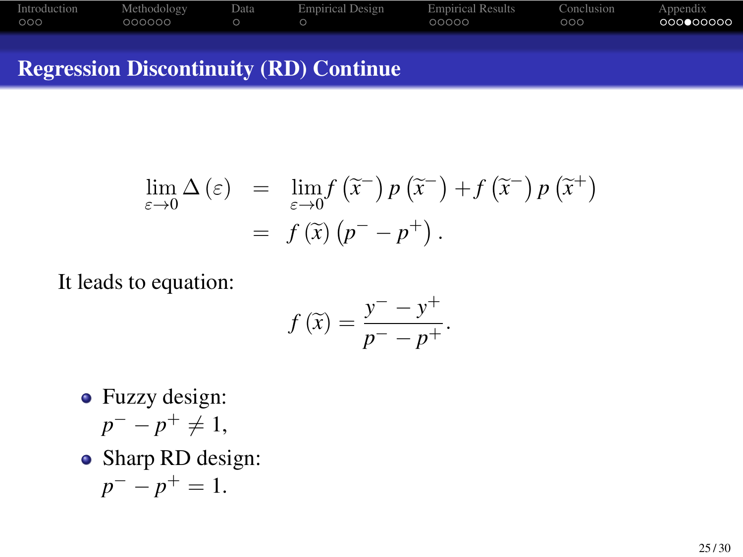## Regression Discontinuity (RD) Continue

$$
\begin{aligned}
\lim_{\varepsilon \to 0} \Delta(\varepsilon) &= \lim_{\varepsilon \to 0} f\left(\widetilde{x}^{-}\right) p\left(\widetilde{x}^{-}\right) + f\left(\widetilde{x}^{-}\right) p\left(\widetilde{x}^{+}\right) \\
&= f\left(\widetilde{x}\right)\left(p^{-} - p^{+}\right).
\end{aligned}
$$

It leads to equation:

$$
f\left(\widetilde{x}\right) = \frac{y^{-} - y^{+}}{p^{-} - p^{+}}.
$$

- Fuzzy design:
  $p^{-} - p^{+} \neq 1$,
- Sharp RD design:
  $p^{-} - p^{+} = 1$.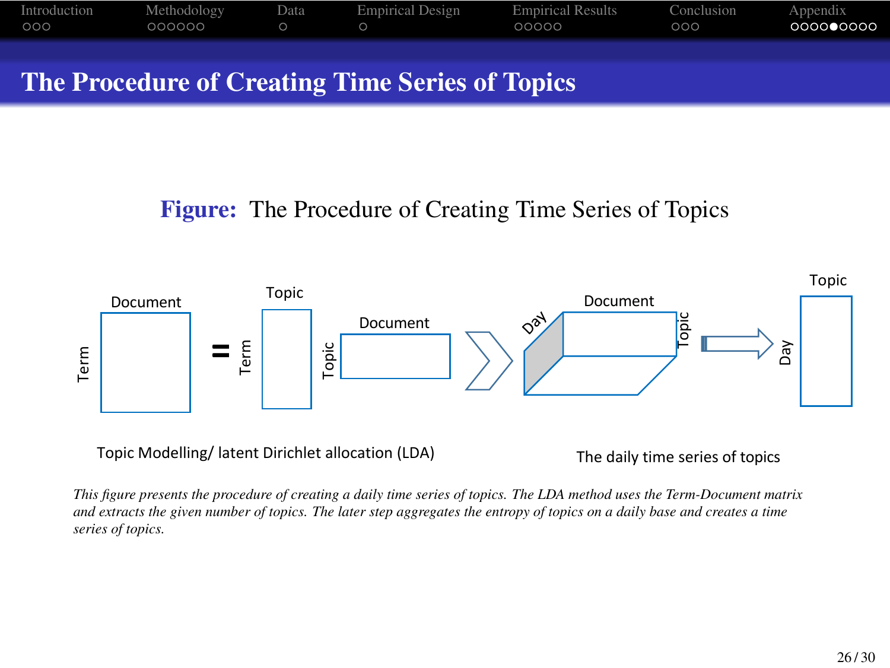# The Procedure of Creating Time Series of Topics

**Figure:** The Procedure of Creating Time Series of Topics

Document | Term = Topic | Term × Document | Topic

Topic Modelling/ latent Dirichlet allocation (LDA)

Day | Document | Topic ⇒ Topic | Day

The daily time series of topics

*This figure presents the procedure of creating a daily time series of topics. The LDA method uses the Term-Document matrix and extracts the given number of topics. The later step aggregates the entropy of topics on a daily base and creates a time series of topics.*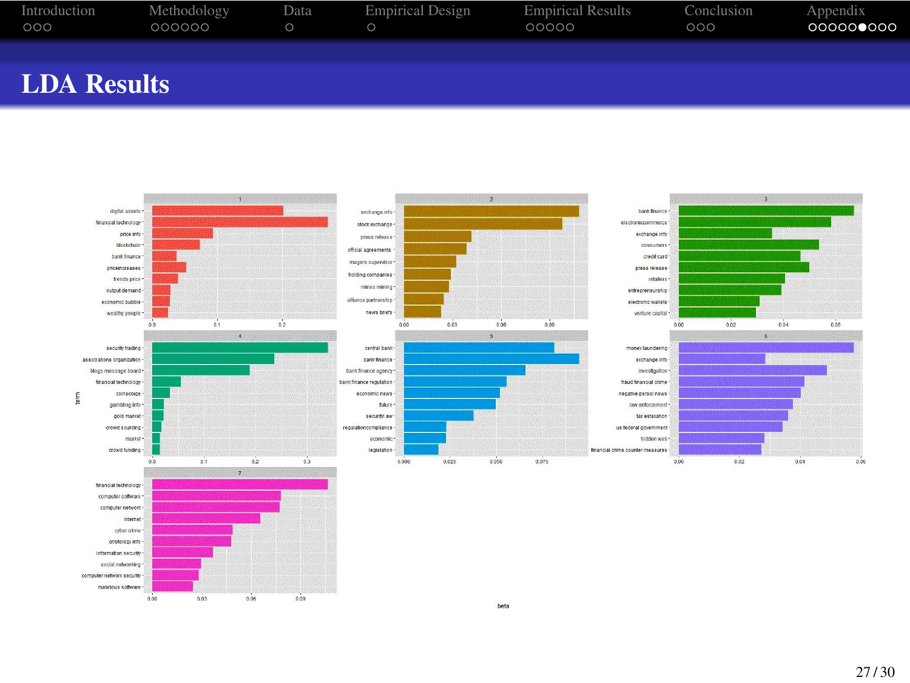# LDA Results

| Topic | Terms |
| --- | --- |
| 1 | digital assets, financial technology, price info, blockchain, bank finance, priceincreases, trends price, output demand, economic bubble, wealthy people |
| 2 | exchange info, stock exchange, press release, official agreements, magers supervisor, holding companies, mines mining, alliance partnership, news briefs |
| 3 | bank finance, electroniccommerce, exchange info, consumers, credit card, press release, retailers, entrepreneurship, electronic wallets, venture capital |
| 4 | security trading, associations organization, blogs message board, financial technology, coinscoige, gambling info, gold market, crowd sourcing, market, crowd funding |
| 5 | central bank, bank finance, bank finance agency, bank finance regulation, economic news, future, security law, regulationcompliance, economic, legislation |
| 6 | money laundering, exchange info, investigation, fraud financial crime, negative persol news, law enforcement, tax estaxation, us federal government, hidden web, financial crime counter measures |
| 7 | financial technology, computer software, computer network, internet, cyber crime, cryptology info, information security, social networking, computer network security, malicious software |

Axis labels: term (y-axis), beta (x-axis)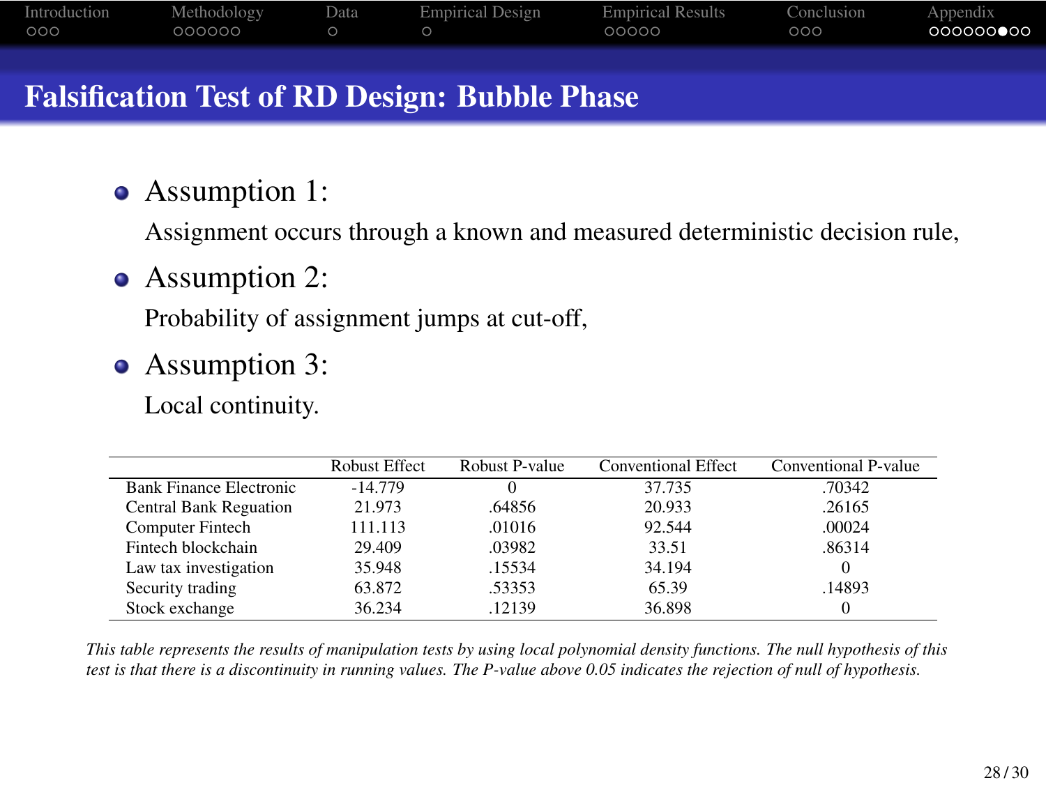# Falsification Test of RD Design: Bubble Phase

- Assumption 1:

  Assignment occurs through a known and measured deterministic decision rule,

- Assumption 2:

  Probability of assignment jumps at cut-off,

- Assumption 3:

  Local continuity.

| | Robust Effect | Robust P-value | Conventional Effect | Conventional P-value |
|---|---|---|---|---|
| Bank Finance Electronic | -14.779 | 0 | 37.735 | .70342 |
| Central Bank Reguation | 21.973 | .64856 | 20.933 | .26165 |
| Computer Fintech | 111.113 | .01016 | 92.544 | .00024 |
| Fintech blockchain | 29.409 | .03982 | 33.51 | .86314 |
| Law tax investigation | 35.948 | .15534 | 34.194 | 0 |
| Security trading | 63.872 | .53353 | 65.39 | .14893 |
| Stock exchange | 36.234 | .12139 | 36.898 | 0 |

*This table represents the results of manipulation tests by using local polynomial density functions. The null hypothesis of this test is that there is a discontinuity in running values. The P-value above 0.05 indicates the rejection of null of hypothesis.*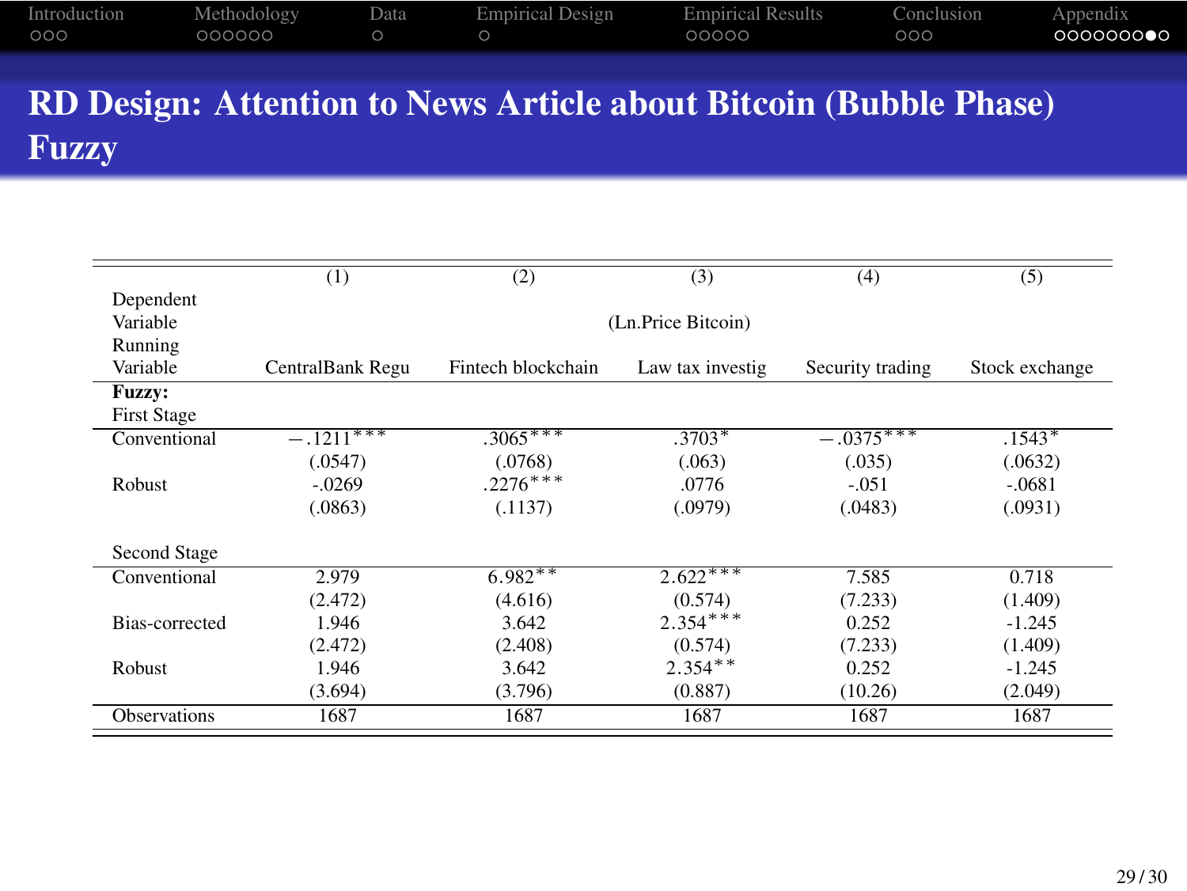# RD Design: Attention to News Article about Bitcoin (Bubble Phase) Fuzzy

| | (1) | (2) | (3) | (4) | (5) |
|---|---|---|---|---|---|
| Dependent Variable | | | (Ln.Price Bitcoin) | | |
| Running Variable | CentralBank Regu | Fintech blockchain | Law tax investig | Security trading | Stock exchange |
| **Fuzzy:** First Stage | | | | | |
| Conventional | $-.1211^{***}$ | $.3065^{***}$ | $.3703^{*}$ | $-.0375^{***}$ | $.1543^{*}$ |
| | (.0547) | (.0768) | (.063) | (.035) | (.0632) |
| Robust | -.0269 | $.2276^{***}$ | .0776 | -.051 | -.0681 |
| | (.0863) | (.1137) | (.0979) | (.0483) | (.0931) |
| Second Stage | | | | | |
| Conventional | 2.979 | $6.982^{**}$ | $2.622^{***}$ | 7.585 | 0.718 |
| | (2.472) | (4.616) | (0.574) | (7.233) | (1.409) |
| Bias-corrected | 1.946 | 3.642 | $2.354^{***}$ | 0.252 | -1.245 |
| | (2.472) | (2.408) | (0.574) | (7.233) | (1.409) |
| Robust | 1.946 | 3.642 | $2.354^{**}$ | 0.252 | -1.245 |
| | (3.694) | (3.796) | (0.887) | (10.26) | (2.049) |
| Observations | 1687 | 1687 | 1687 | 1687 | 1687 |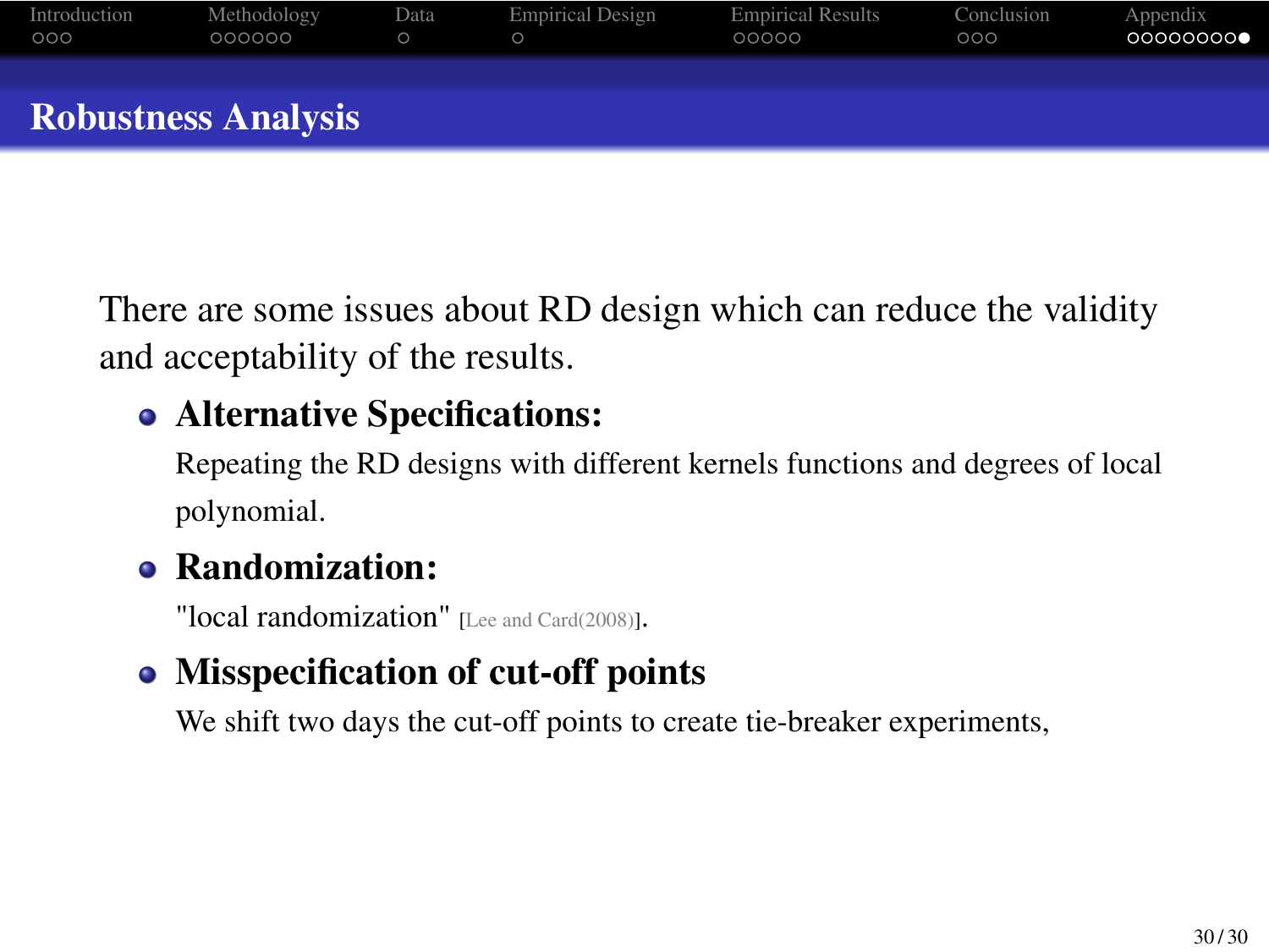# Robustness Analysis

There are some issues about RD design which can reduce the validity and acceptability of the results.

- **Alternative Specifications:**

  Repeating the RD designs with different kernels functions and degrees of local polynomial.

- **Randomization:**

  "local randomization" [Lee and Card(2008)].

- **Misspecification of cut-off points**

  We shift two days the cut-off points to create tie-breaker experiments,